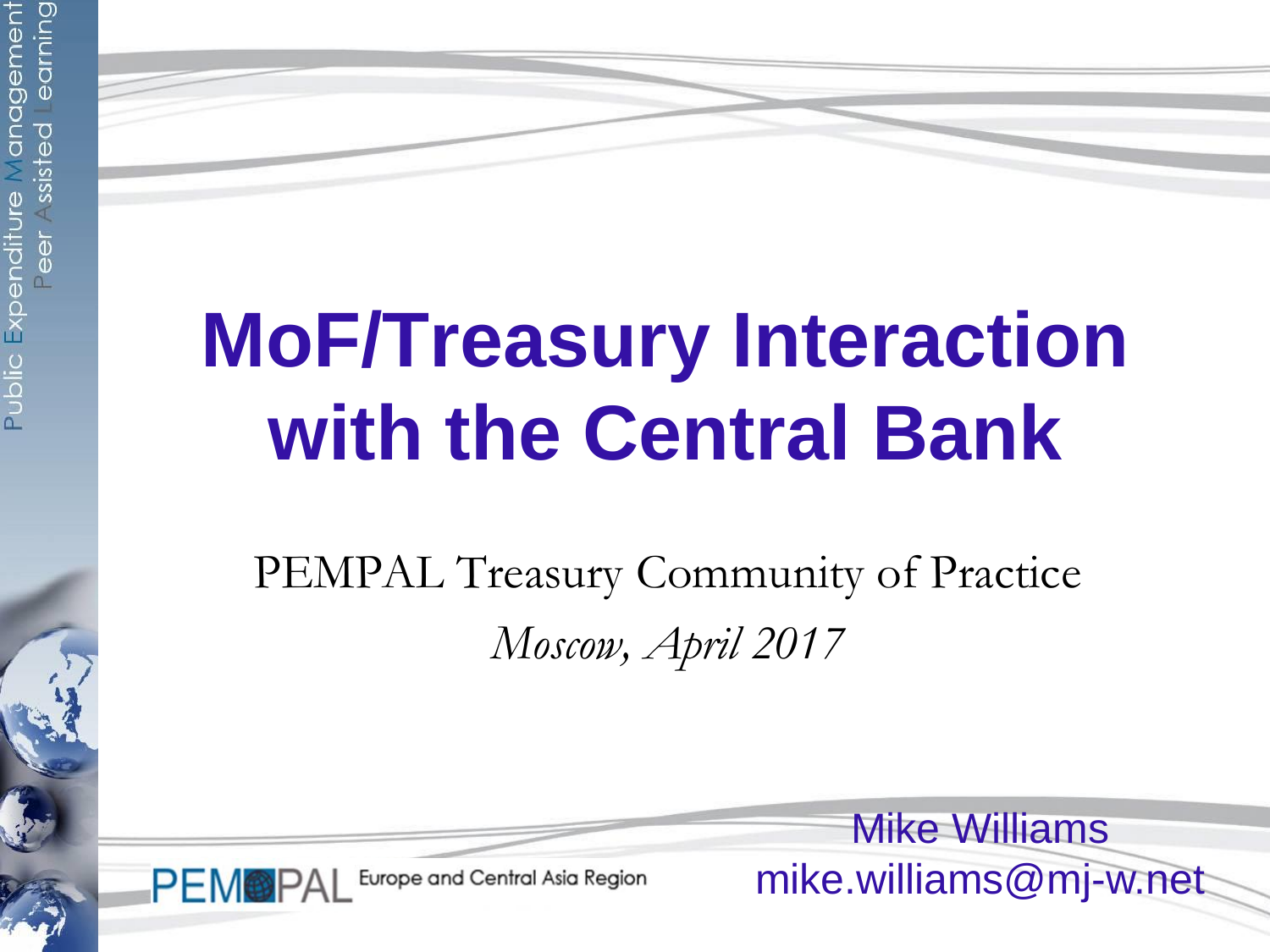# MoF/Treasury Interaction with the Central Bank

PEMPAL Treasury Community of Practice

*Moscow, April 2017*

Mike Williams
mike.williams@mj-w.net

PEMPAL Europe and Central Asia Region

Public Expenditure Management Peer Assisted Learning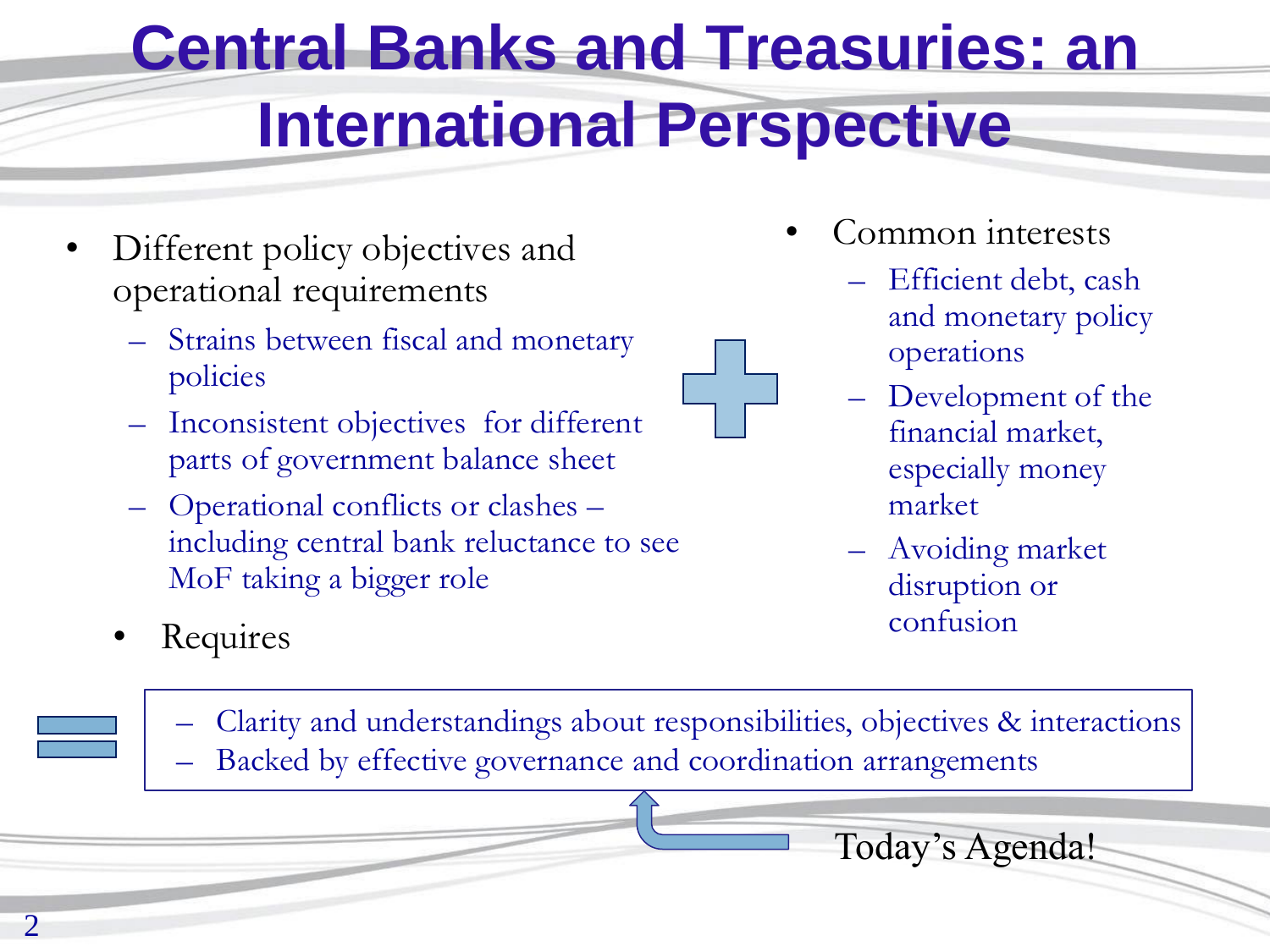# Central Banks and Treasuries: an International Perspective

- Different policy objectives and operational requirements
  - Strains between fiscal and monetary policies
  - Inconsistent objectives for different parts of government balance sheet
  - Operational conflicts or clashes – including central bank reluctance to see MoF taking a bigger role

- Common interests
  - Efficient debt, cash and monetary policy operations
  - Development of the financial market, especially money market
  - Avoiding market disruption or confusion

- Requires
  - Clarity and understandings about responsibilities, objectives & interactions
  - Backed by effective governance and coordination arrangements

Today's Agenda!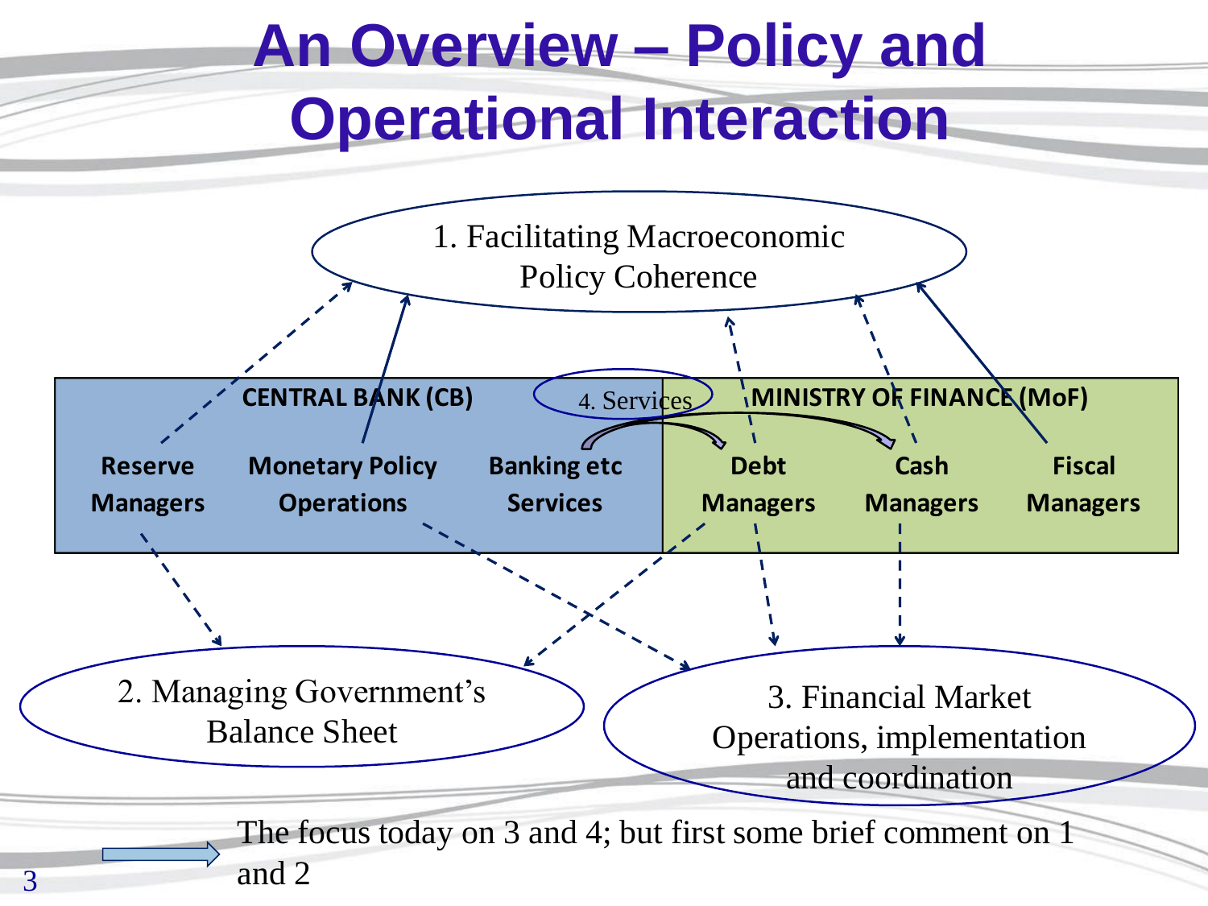# An Overview – Policy and Operational Interaction

1. Facilitating Macroeconomic Policy Coherence

**CENTRAL BANK (CB)**

- **Reserve Managers**
- **Monetary Policy Operations**
- **Banking etc Services**

4. Services

**MINISTRY OF FINANCE (MoF)**

- **Debt Managers**
- **Cash Managers**
- **Fiscal Managers**

2. Managing Government's Balance Sheet

3. Financial Market Operations, implementation and coordination

The focus today on 3 and 4; but first some brief comment on 1 and 2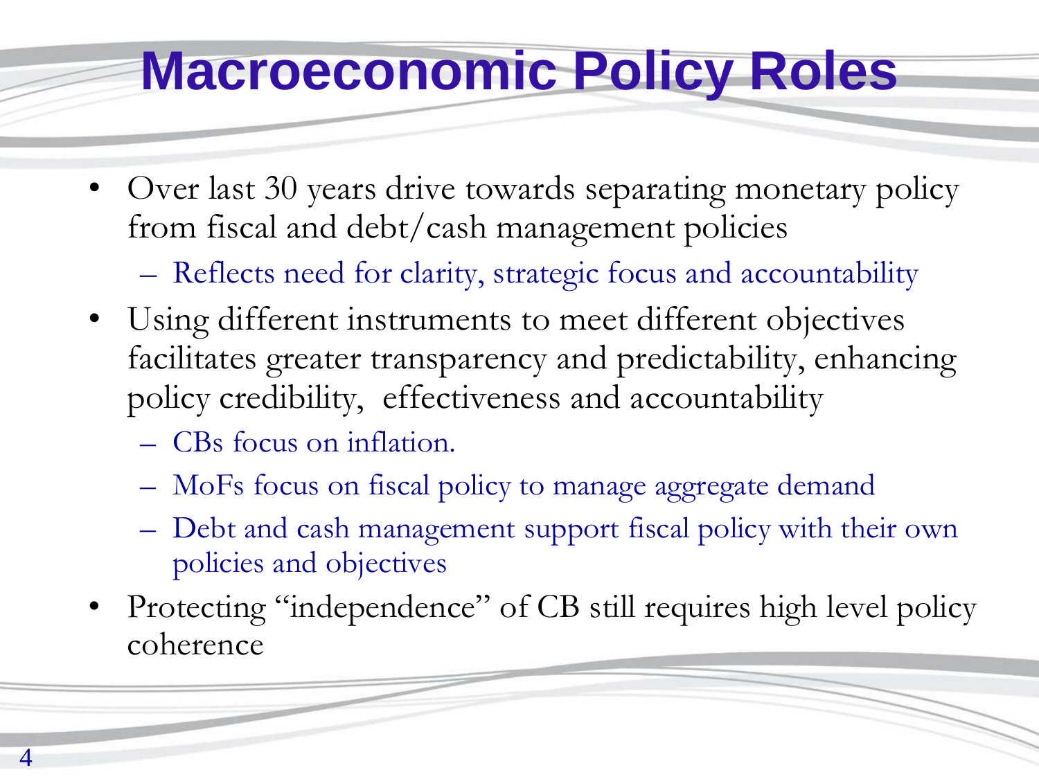# Macroeconomic Policy Roles

- Over last 30 years drive towards separating monetary policy from fiscal and debt/cash management policies
  - Reflects need for clarity, strategic focus and accountability
- Using different instruments to meet different objectives facilitates greater transparency and predictability, enhancing policy credibility, effectiveness and accountability
  - CBs focus on inflation.
  - MoFs focus on fiscal policy to manage aggregate demand
  - Debt and cash management support fiscal policy with their own policies and objectives
- Protecting "independence" of CB still requires high level policy coherence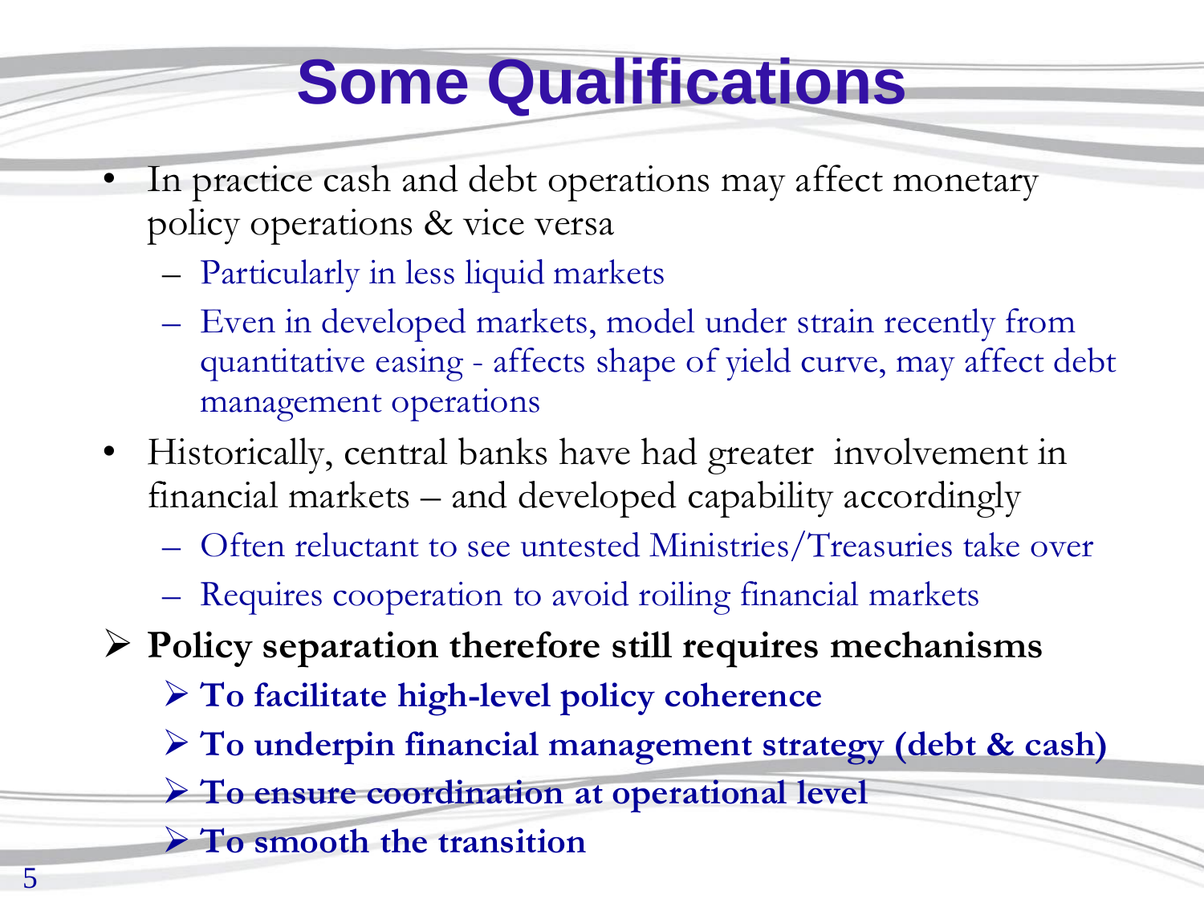# Some Qualifications

- In practice cash and debt operations may affect monetary policy operations & vice versa
  - Particularly in less liquid markets
  - Even in developed markets, model under strain recently from quantitative easing - affects shape of yield curve, may affect debt management operations
- Historically, central banks have had greater involvement in financial markets – and developed capability accordingly
  - Often reluctant to see untested Ministries/Treasuries take over
  - Requires cooperation to avoid roiling financial markets

➢ **Policy separation therefore still requires mechanisms**

  ➢ **To facilitate high-level policy coherence**

  ➢ **To underpin financial management strategy (debt & cash)**

  ➢ **To ensure coordination at operational level**

  ➢ **To smooth the transition**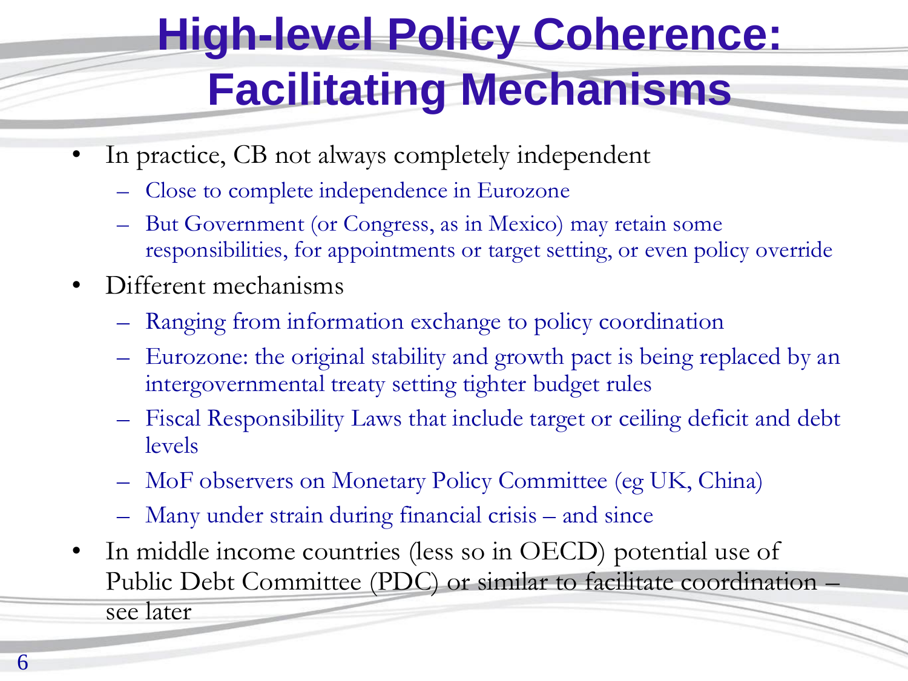# High-level Policy Coherence: Facilitating Mechanisms

- In practice, CB not always completely independent
  - Close to complete independence in Eurozone
  - But Government (or Congress, as in Mexico) may retain some responsibilities, for appointments or target setting, or even policy override
- Different mechanisms
  - Ranging from information exchange to policy coordination
  - Eurozone: the original stability and growth pact is being replaced by an intergovernmental treaty setting tighter budget rules
  - Fiscal Responsibility Laws that include target or ceiling deficit and debt levels
  - MoF observers on Monetary Policy Committee (eg UK, China)
  - Many under strain during financial crisis – and since
- In middle income countries (less so in OECD) potential use of Public Debt Committee (PDC) or similar to facilitate coordination – see later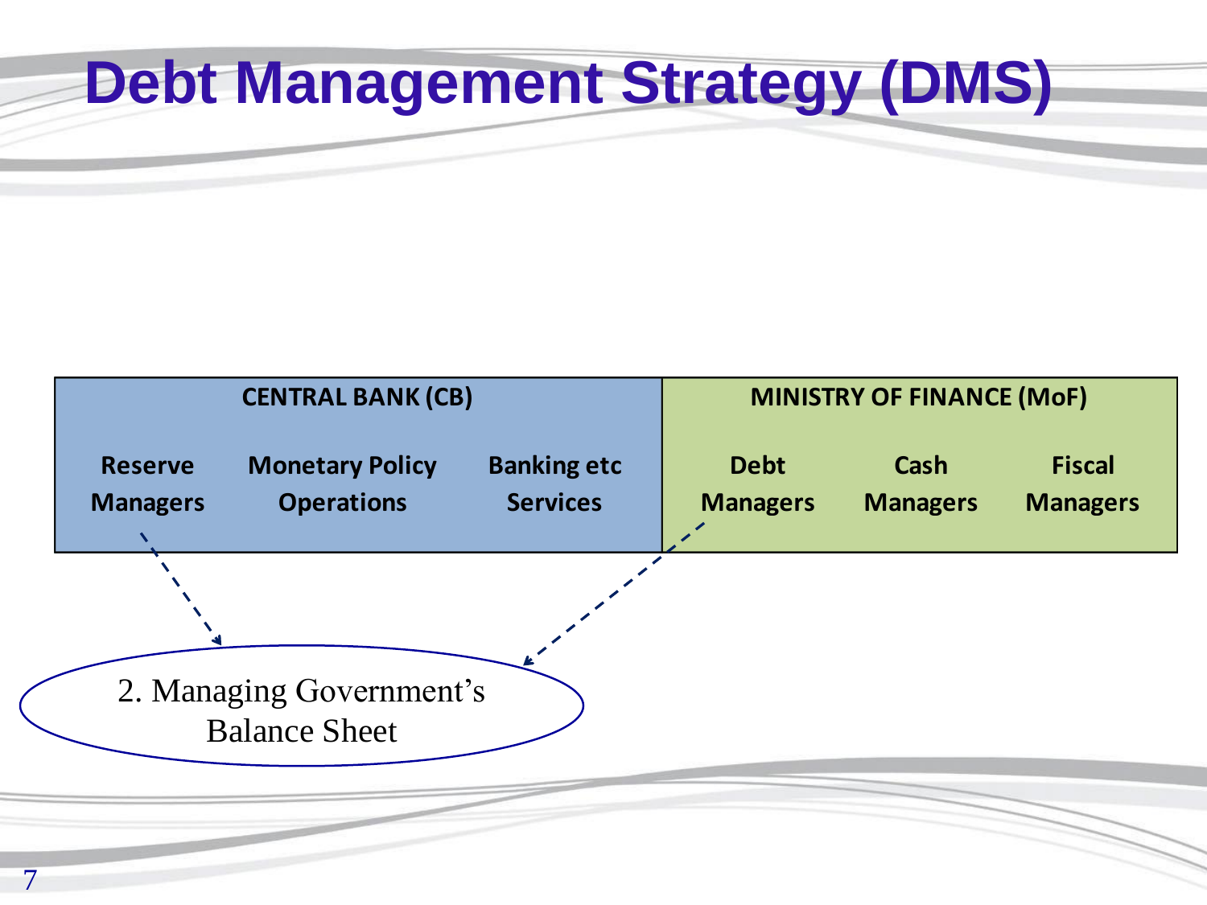# Debt Management Strategy (DMS)

| CENTRAL BANK (CB) | | | MINISTRY OF FINANCE (MoF) | | |
|---|---|---|---|---|---|
| Reserve Managers | Monetary Policy Operations | Banking etc Services | Debt Managers | Cash Managers | Fiscal Managers |

2. Managing Government's Balance Sheet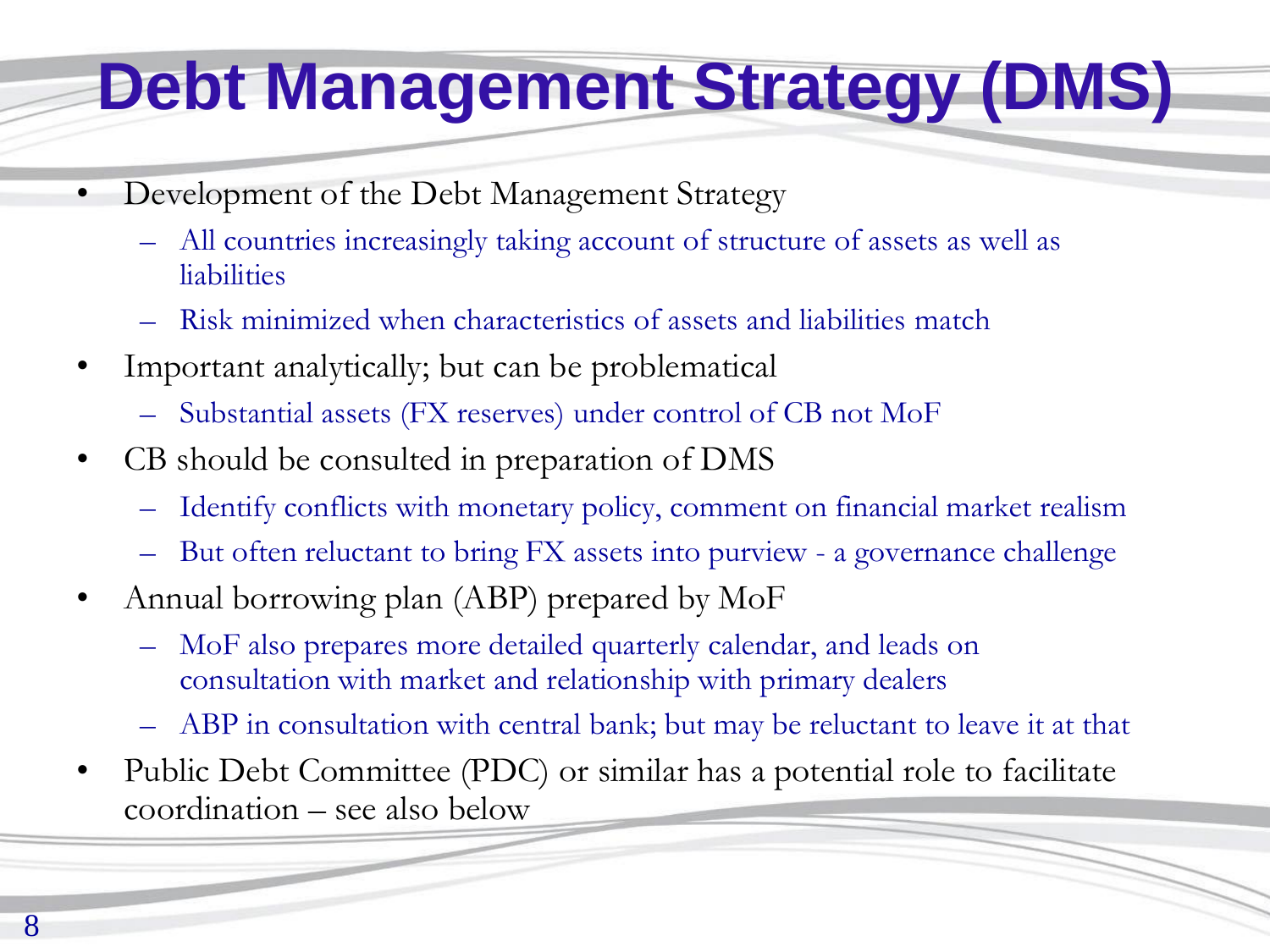# Debt Management Strategy (DMS)

- Development of the Debt Management Strategy
  - All countries increasingly taking account of structure of assets as well as liabilities
  - Risk minimized when characteristics of assets and liabilities match
- Important analytically; but can be problematical
  - Substantial assets (FX reserves) under control of CB not MoF
- CB should be consulted in preparation of DMS
  - Identify conflicts with monetary policy, comment on financial market realism
  - But often reluctant to bring FX assets into purview - a governance challenge
- Annual borrowing plan (ABP) prepared by MoF
  - MoF also prepares more detailed quarterly calendar, and leads on consultation with market and relationship with primary dealers
  - ABP in consultation with central bank; but may be reluctant to leave it at that
- Public Debt Committee (PDC) or similar has a potential role to facilitate coordination – see also below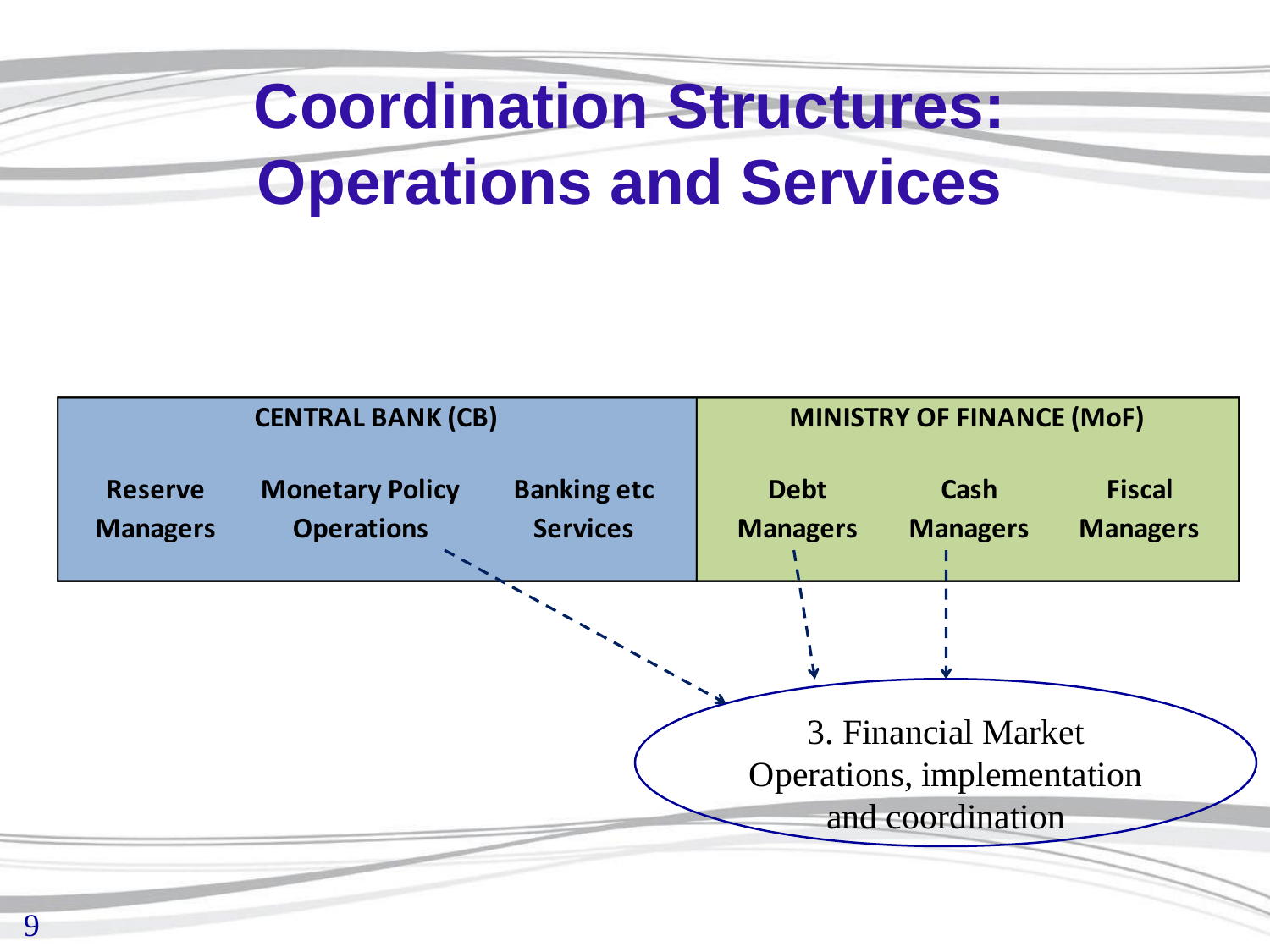# Coordination Structures: Operations and Services

| CENTRAL BANK (CB) | | | MINISTRY OF FINANCE (MoF) | | |
|---|---|---|---|---|---|
| Reserve Managers | Monetary Policy Operations | Banking etc Services | Debt Managers | Cash Managers | Fiscal Managers |

3. Financial Market Operations, implementation and coordination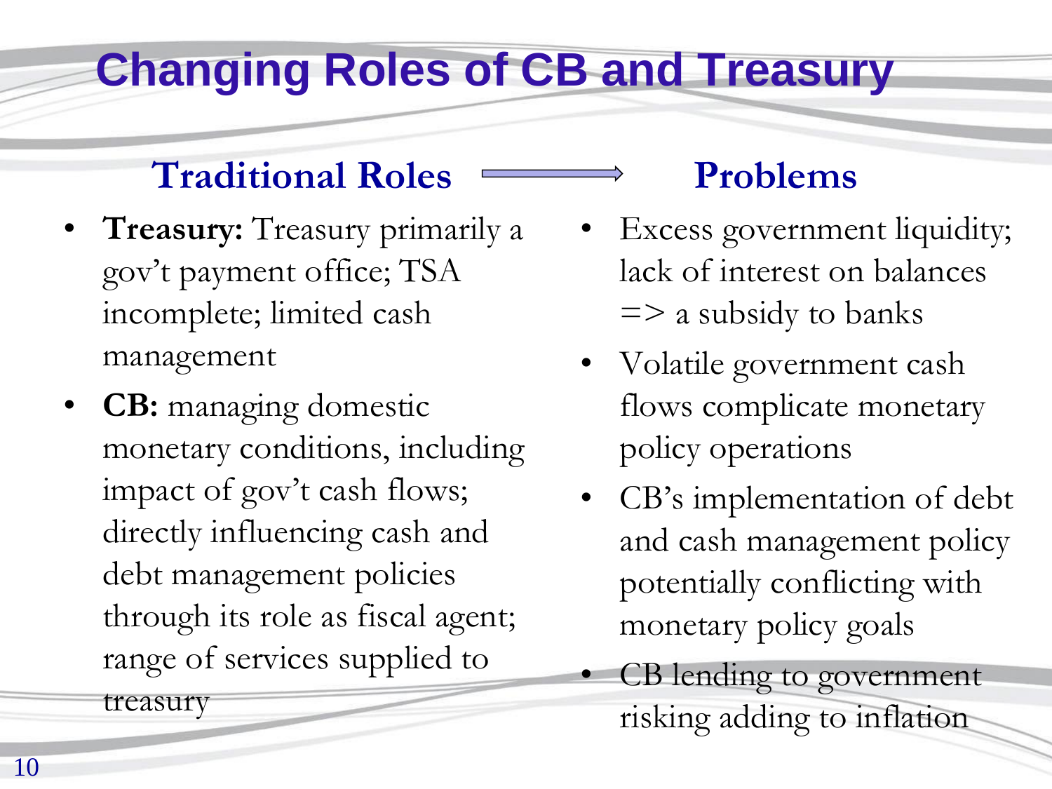# Changing Roles of CB and Treasury

## Traditional Roles → Problems

### Traditional Roles

- **Treasury:** Treasury primarily a gov't payment office; TSA incomplete; limited cash management
- **CB:** managing domestic monetary conditions, including impact of gov't cash flows; directly influencing cash and debt management policies through its role as fiscal agent; range of services supplied to treasury

### Problems

- Excess government liquidity; lack of interest on balances => a subsidy to banks
- Volatile government cash flows complicate monetary policy operations
- CB's implementation of debt and cash management policy potentially conflicting with monetary policy goals
- CB lending to government risking adding to inflation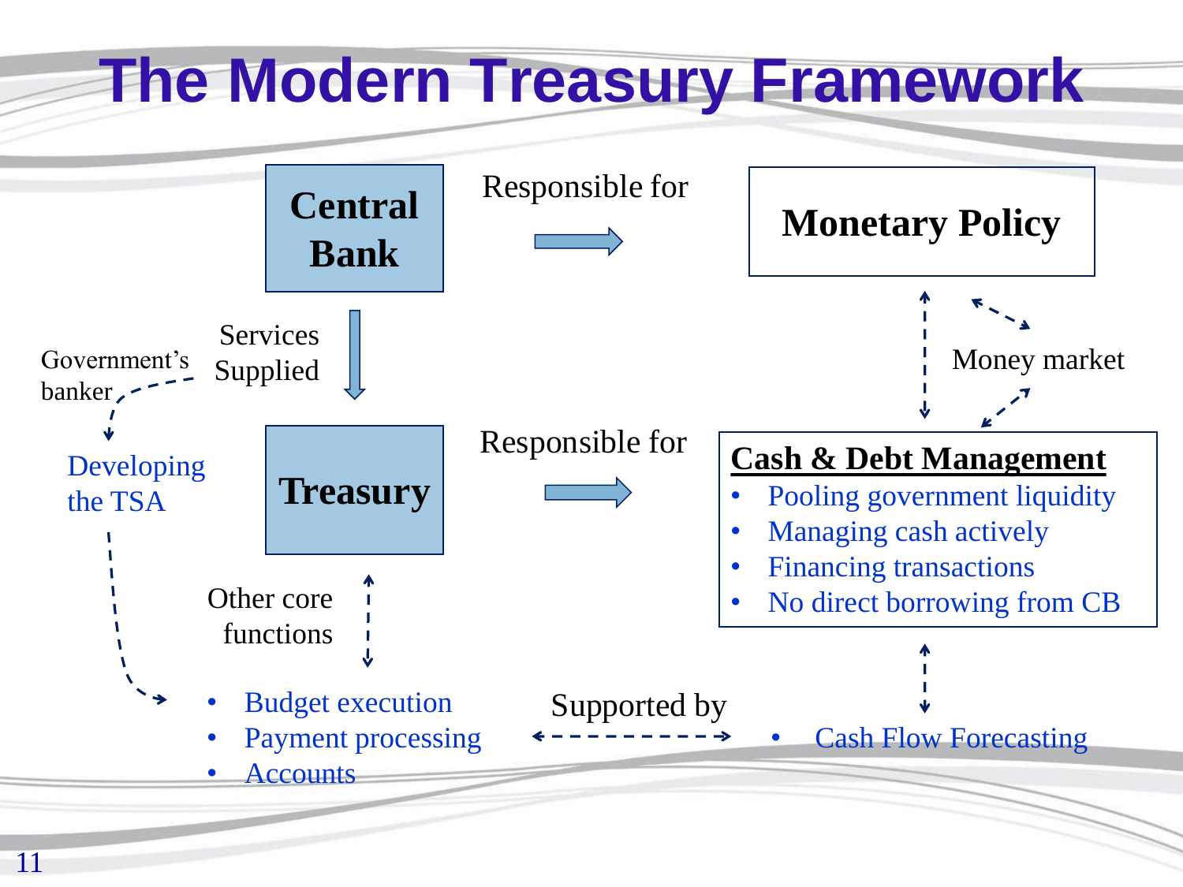# The Modern Treasury Framework

**Central Bank** — Responsible for → **Monetary Policy**

Central Bank — Services Supplied → **Treasury**

Government's banker → Developing the TSA

**Treasury** — Responsible for → **Cash & Debt Management**

Monetary Policy ↔ Cash & Debt Management: Money market

**Cash & Debt Management**

- Pooling government liquidity
- Managing cash actively
- Financing transactions
- No direct borrowing from CB

Treasury — Other core functions:

- Budget execution
- Payment processing
- Accounts

Supported by ↔

- Cash Flow Forecasting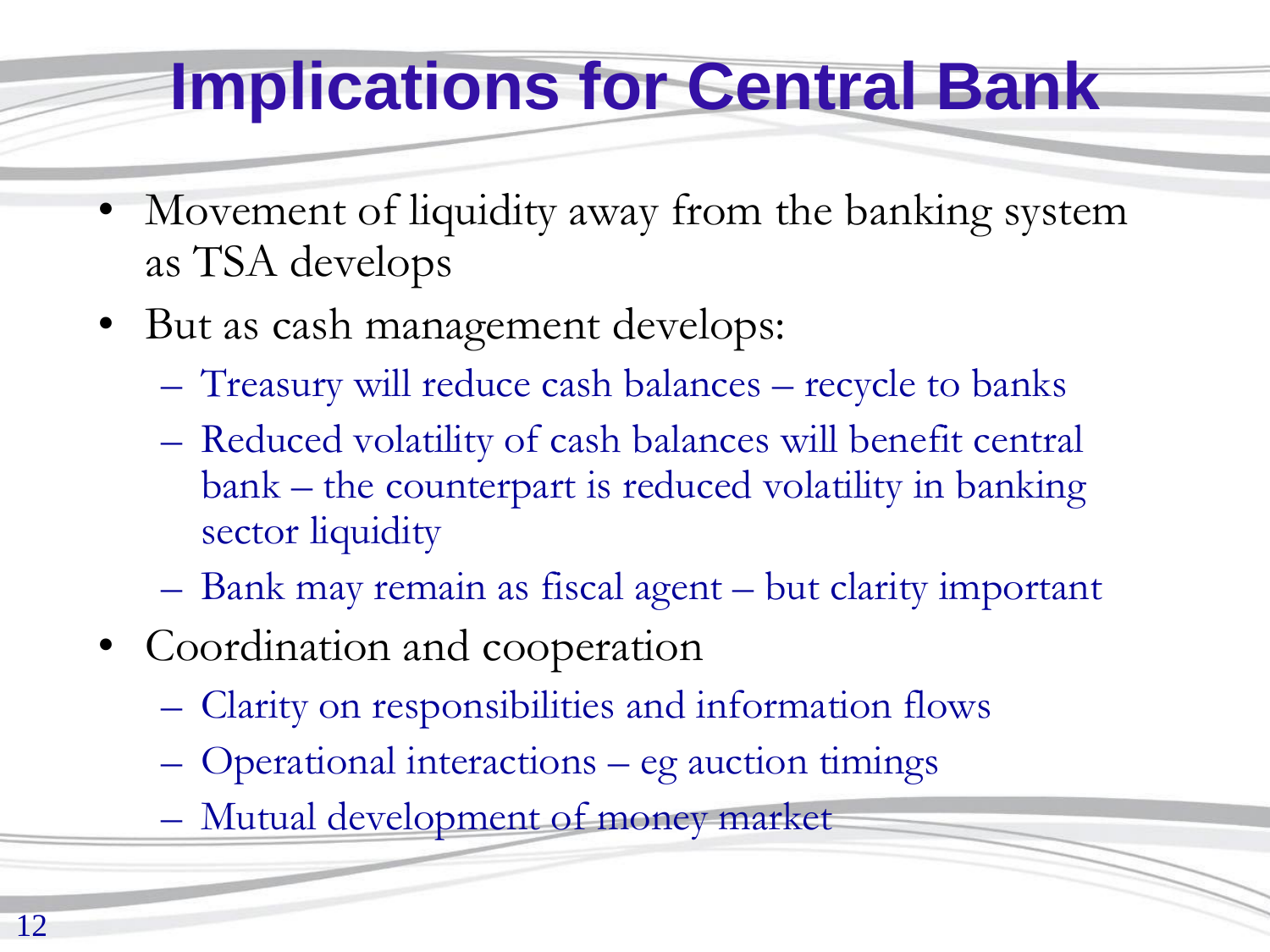# Implications for Central Bank

- Movement of liquidity away from the banking system as TSA develops
- But as cash management develops:
  - Treasury will reduce cash balances – recycle to banks
  - Reduced volatility of cash balances will benefit central bank – the counterpart is reduced volatility in banking sector liquidity
  - Bank may remain as fiscal agent – but clarity important
- Coordination and cooperation
  - Clarity on responsibilities and information flows
  - Operational interactions – eg auction timings
  - Mutual development of money market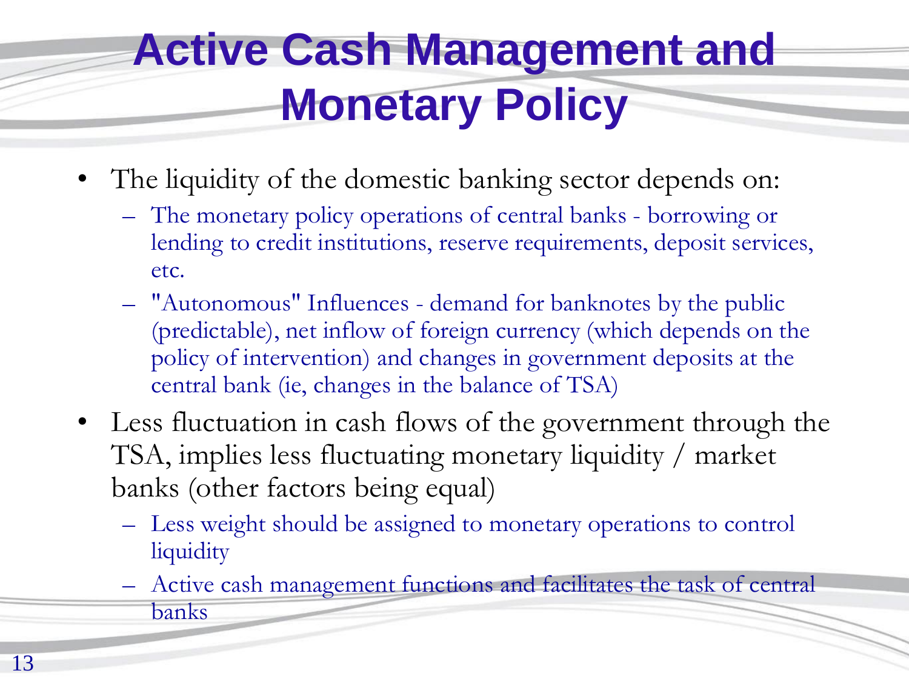# Active Cash Management and Monetary Policy

- The liquidity of the domestic banking sector depends on:
  - The monetary policy operations of central banks - borrowing or lending to credit institutions, reserve requirements, deposit services, etc.
  - "Autonomous" Influences - demand for banknotes by the public (predictable), net inflow of foreign currency (which depends on the policy of intervention) and changes in government deposits at the central bank (ie, changes in the balance of TSA)
- Less fluctuation in cash flows of the government through the TSA, implies less fluctuating monetary liquidity / market banks (other factors being equal)
  - Less weight should be assigned to monetary operations to control liquidity
  - Active cash management functions and facilitates the task of central banks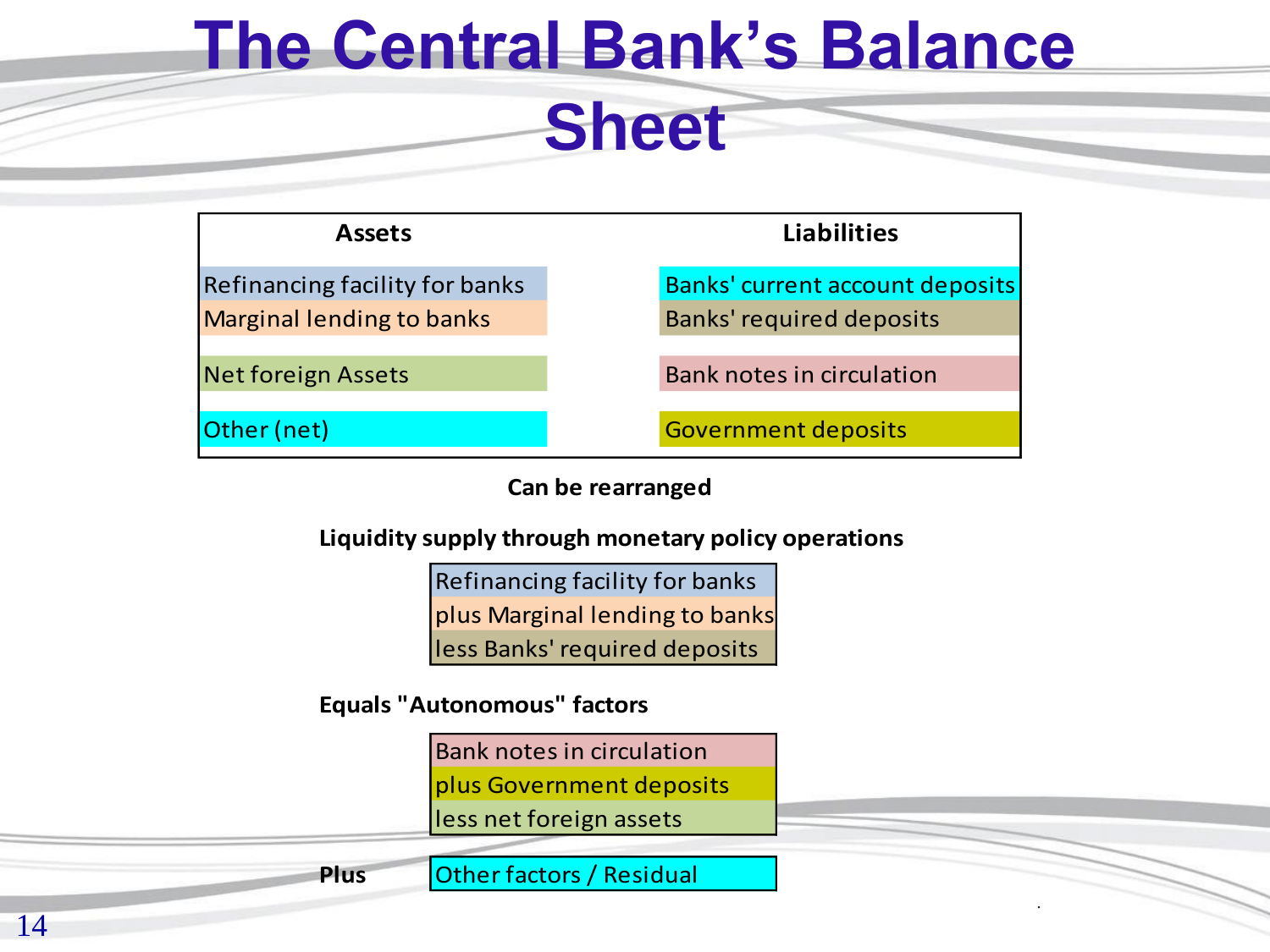# The Central Bank's Balance Sheet

| Assets | Liabilities |
| --- | --- |
| Refinancing facility for banks | Banks' current account deposits |
| Marginal lending to banks | Banks' required deposits |
| Net foreign Assets | Bank notes in circulation |
| Other (net) | Government deposits |

**Can be rearranged**

**Liquidity supply through monetary policy operations**

| Refinancing facility for banks |
| --- |
| plus Marginal lending to banks |
| less Banks' required deposits |

**Equals "Autonomous" factors**

| Bank notes in circulation |
| --- |
| plus Government deposits |
| less net foreign assets |

**Plus** Other factors / Residual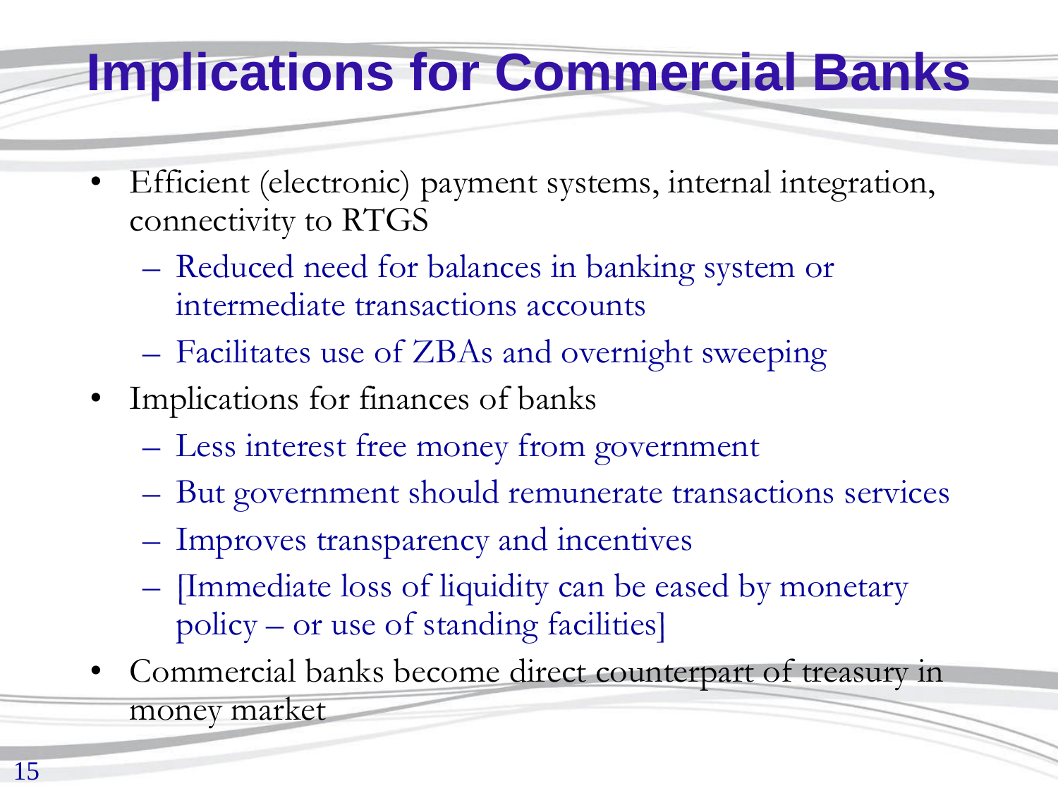# Implications for Commercial Banks

- Efficient (electronic) payment systems, internal integration, connectivity to RTGS
  - Reduced need for balances in banking system or intermediate transactions accounts
  - Facilitates use of ZBAs and overnight sweeping
- Implications for finances of banks
  - Less interest free money from government
  - But government should remunerate transactions services
  - Improves transparency and incentives
  - [Immediate loss of liquidity can be eased by monetary policy – or use of standing facilities]
- Commercial banks become direct counterpart of treasury in money market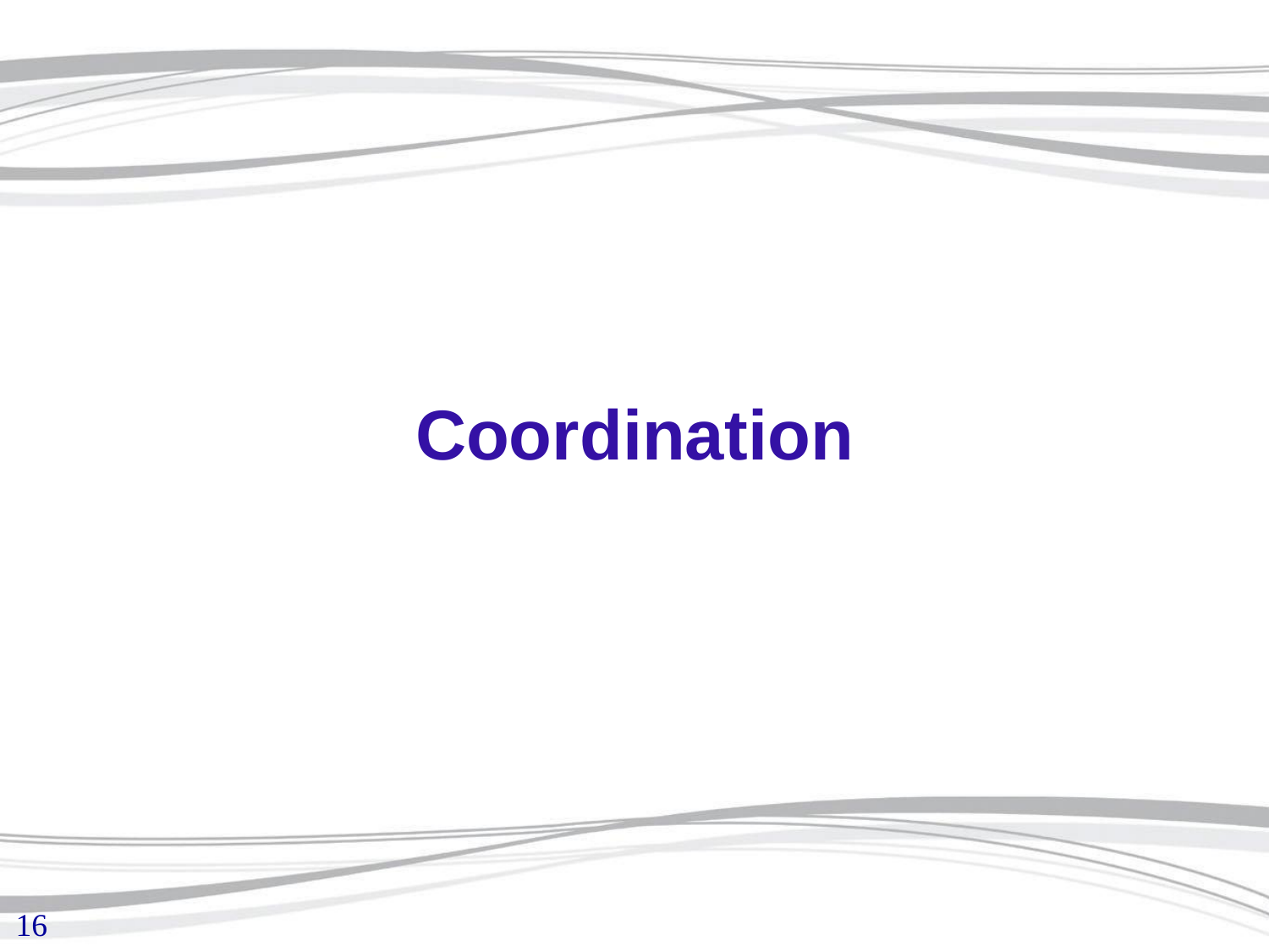# Coordination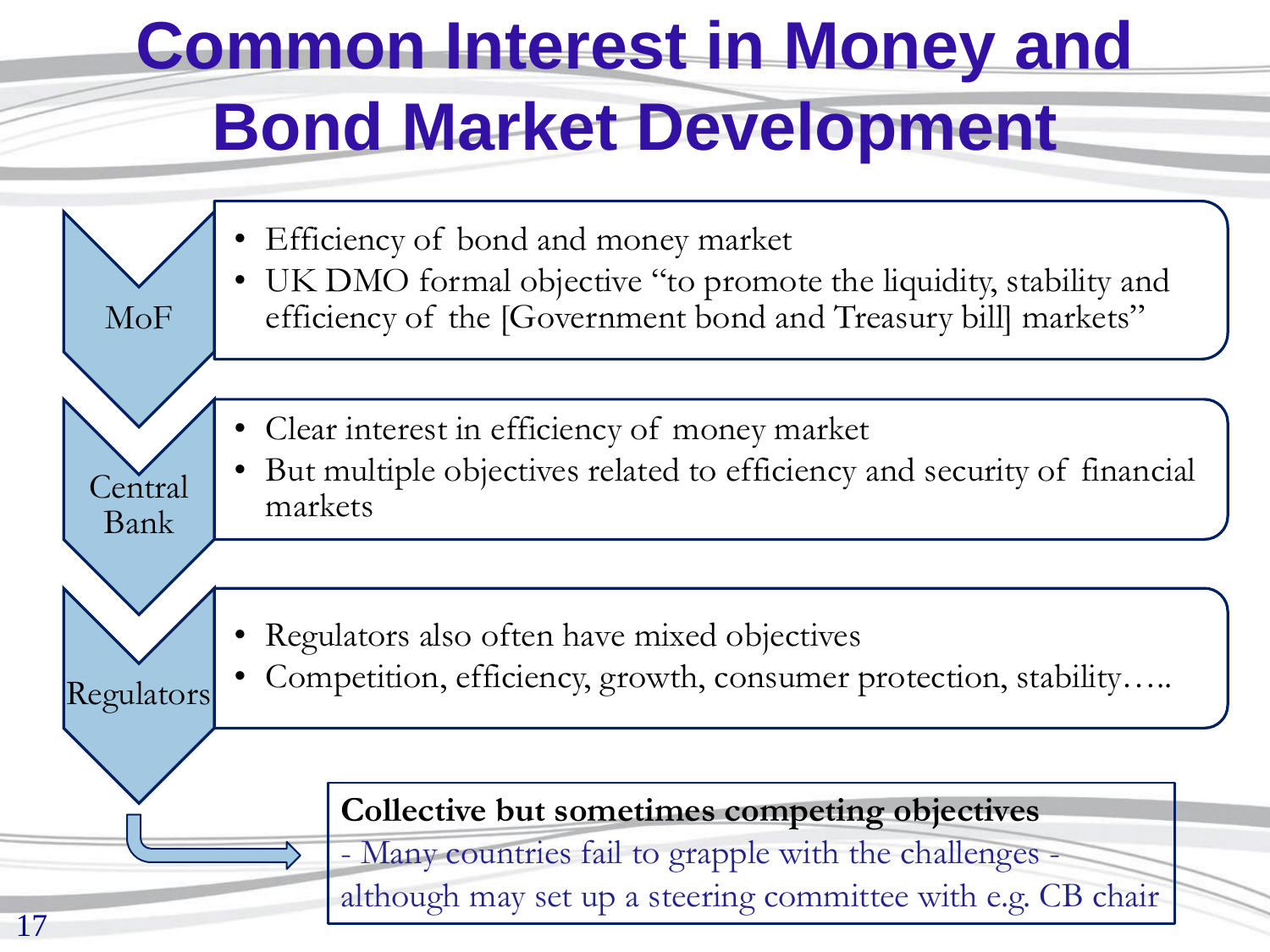# Common Interest in Money and Bond Market Development

**MoF**

- Efficiency of bond and money market
- UK DMO formal objective "to promote the liquidity, stability and efficiency of the [Government bond and Treasury bill] markets"

**Central Bank**

- Clear interest in efficiency of money market
- But multiple objectives related to efficiency and security of financial markets

**Regulators**

- Regulators also often have mixed objectives
- Competition, efficiency, growth, consumer protection, stability…..

**Collective but sometimes competing objectives**

- Many countries fail to grapple with the challenges - although may set up a steering committee with e.g. CB chair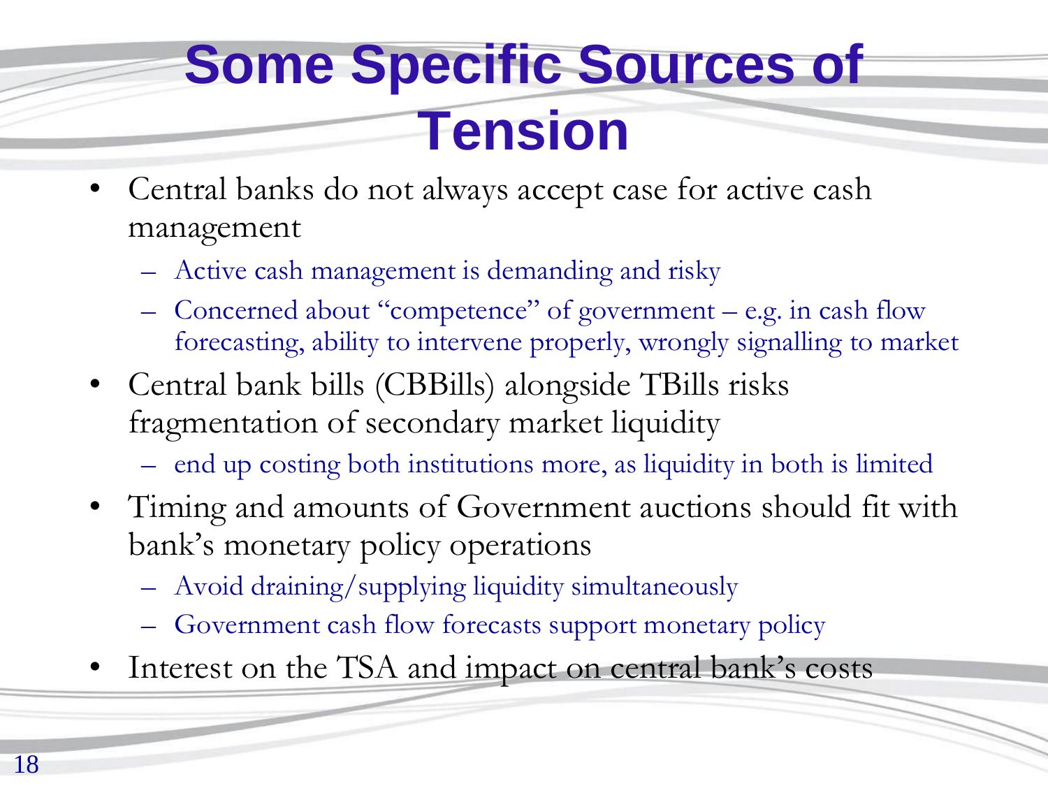# Some Specific Sources of Tension

- Central banks do not always accept case for active cash management
  - Active cash management is demanding and risky
  - Concerned about "competence" of government – e.g. in cash flow forecasting, ability to intervene properly, wrongly signalling to market
- Central bank bills (CBBills) alongside TBills risks fragmentation of secondary market liquidity
  - end up costing both institutions more, as liquidity in both is limited
- Timing and amounts of Government auctions should fit with bank's monetary policy operations
  - Avoid draining/supplying liquidity simultaneously
  - Government cash flow forecasts support monetary policy
- Interest on the TSA and impact on central bank's costs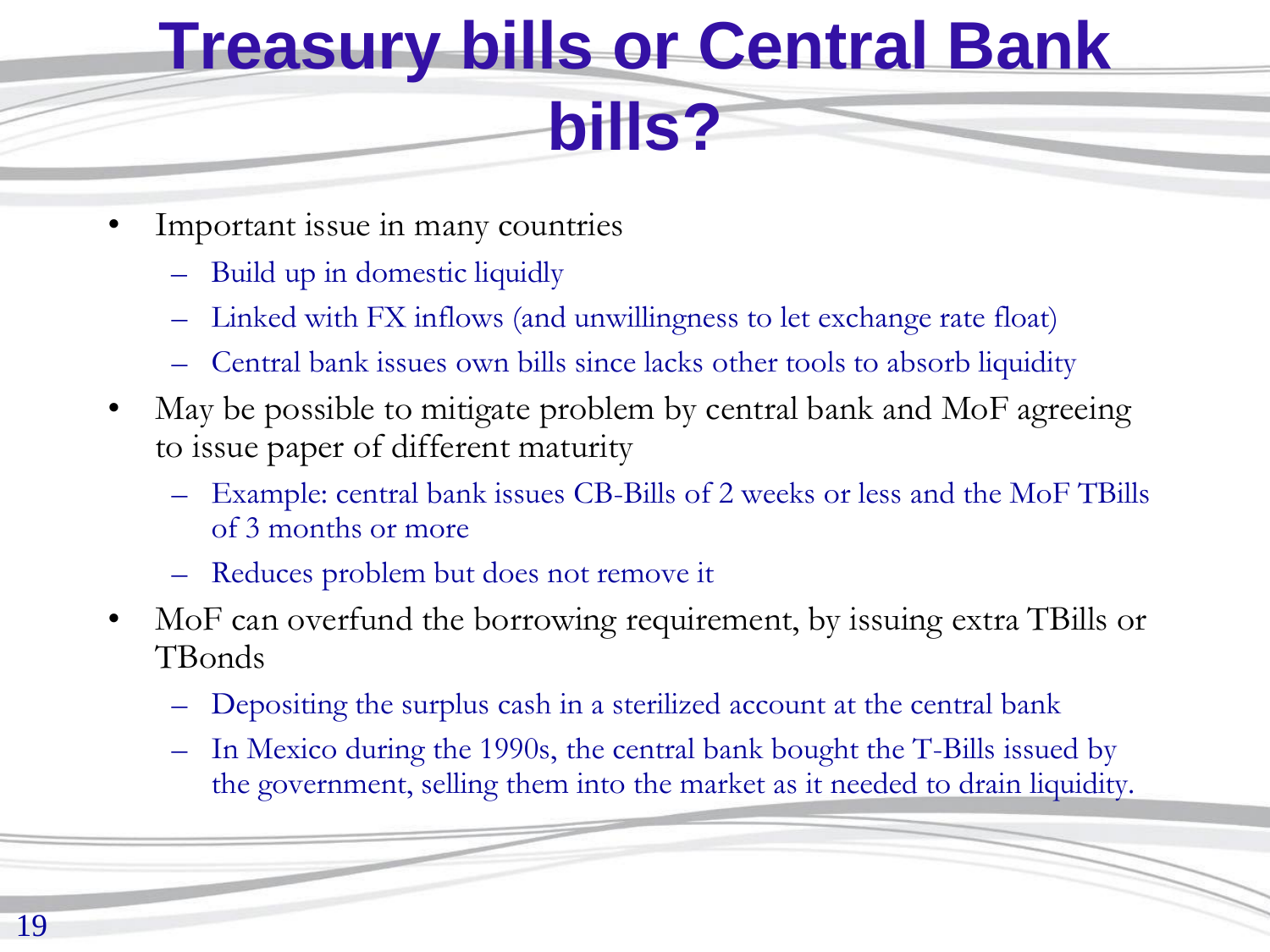# Treasury bills or Central Bank bills?

- Important issue in many countries
  - Build up in domestic liquidly
  - Linked with FX inflows (and unwillingness to let exchange rate float)
  - Central bank issues own bills since lacks other tools to absorb liquidity
- May be possible to mitigate problem by central bank and MoF agreeing to issue paper of different maturity
  - Example: central bank issues CB-Bills of 2 weeks or less and the MoF TBills of 3 months or more
  - Reduces problem but does not remove it
- MoF can overfund the borrowing requirement, by issuing extra TBills or TBonds
  - Depositing the surplus cash in a sterilized account at the central bank
  - In Mexico during the 1990s, the central bank bought the T-Bills issued by the government, selling them into the market as it needed to drain liquidity.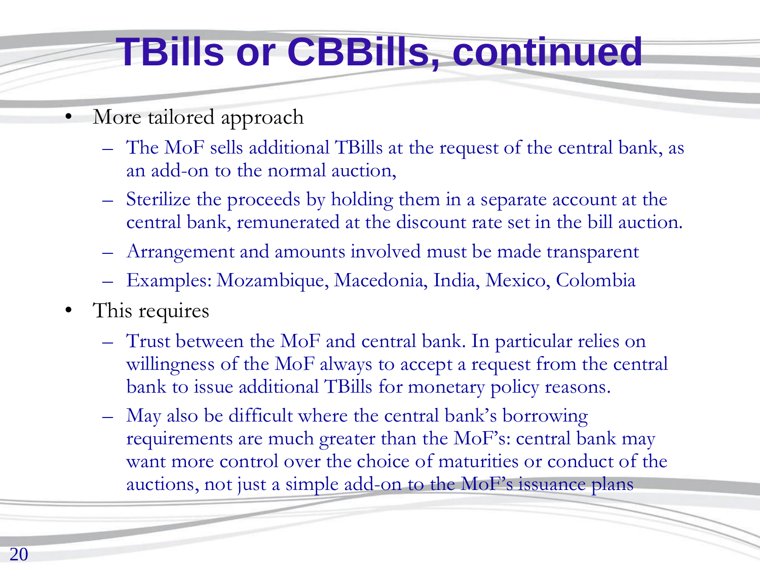# TBills or CBBills, continued

- More tailored approach
  - The MoF sells additional TBills at the request of the central bank, as an add-on to the normal auction,
  - Sterilize the proceeds by holding them in a separate account at the central bank, remunerated at the discount rate set in the bill auction.
  - Arrangement and amounts involved must be made transparent
  - Examples: Mozambique, Macedonia, India, Mexico, Colombia
- This requires
  - Trust between the MoF and central bank. In particular relies on willingness of the MoF always to accept a request from the central bank to issue additional TBills for monetary policy reasons.
  - May also be difficult where the central bank's borrowing requirements are much greater than the MoF's: central bank may want more control over the choice of maturities or conduct of the auctions, not just a simple add-on to the MoF's issuance plans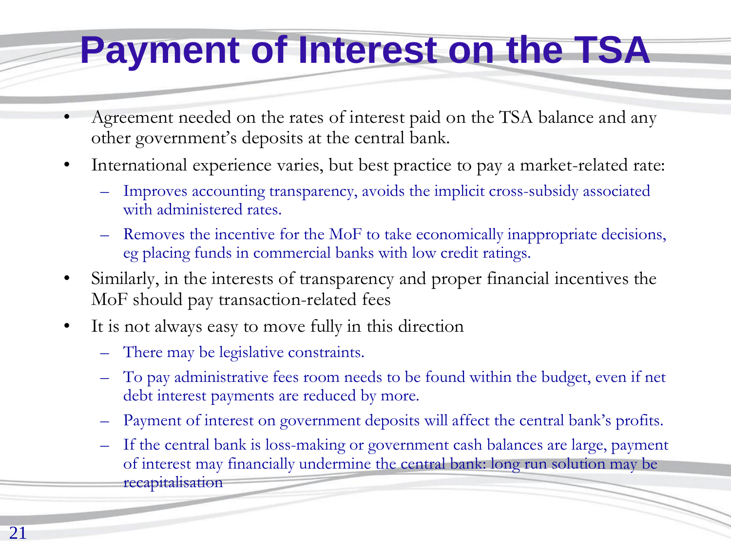# Payment of Interest on the TSA

- Agreement needed on the rates of interest paid on the TSA balance and any other government's deposits at the central bank.
- International experience varies, but best practice to pay a market-related rate:
  - Improves accounting transparency, avoids the implicit cross-subsidy associated with administered rates.
  - Removes the incentive for the MoF to take economically inappropriate decisions, eg placing funds in commercial banks with low credit ratings.
- Similarly, in the interests of transparency and proper financial incentives the MoF should pay transaction-related fees
- It is not always easy to move fully in this direction
  - There may be legislative constraints.
  - To pay administrative fees room needs to be found within the budget, even if net debt interest payments are reduced by more.
  - Payment of interest on government deposits will affect the central bank's profits.
  - If the central bank is loss-making or government cash balances are large, payment of interest may financially undermine the central bank: long run solution may be recapitalisation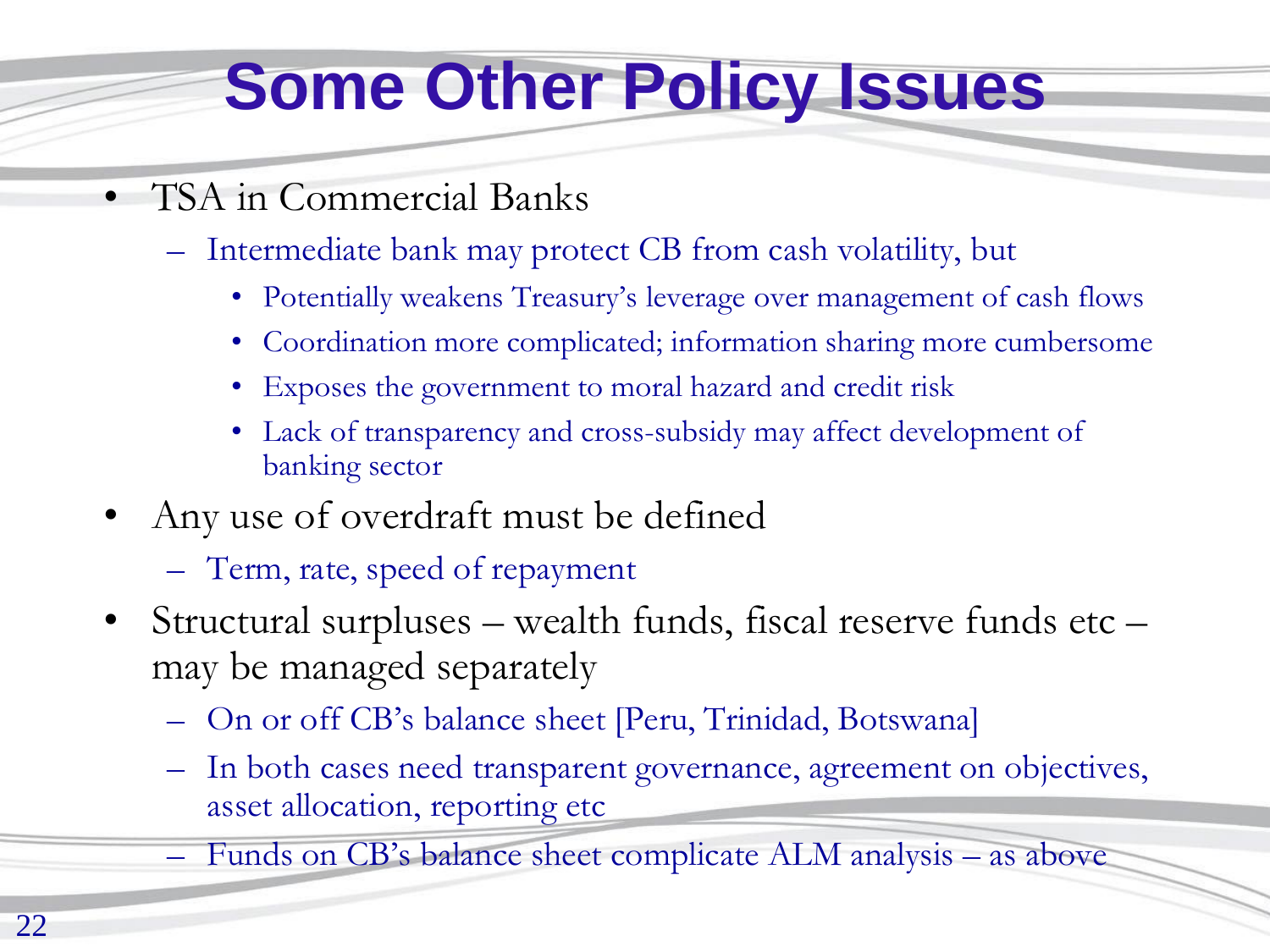# Some Other Policy Issues

- TSA in Commercial Banks
  - Intermediate bank may protect CB from cash volatility, but
    - Potentially weakens Treasury's leverage over management of cash flows
    - Coordination more complicated; information sharing more cumbersome
    - Exposes the government to moral hazard and credit risk
    - Lack of transparency and cross-subsidy may affect development of banking sector
- Any use of overdraft must be defined
  - Term, rate, speed of repayment
- Structural surpluses – wealth funds, fiscal reserve funds etc – may be managed separately
  - On or off CB's balance sheet [Peru, Trinidad, Botswana]
  - In both cases need transparent governance, agreement on objectives, asset allocation, reporting etc
  - Funds on CB's balance sheet complicate ALM analysis – as above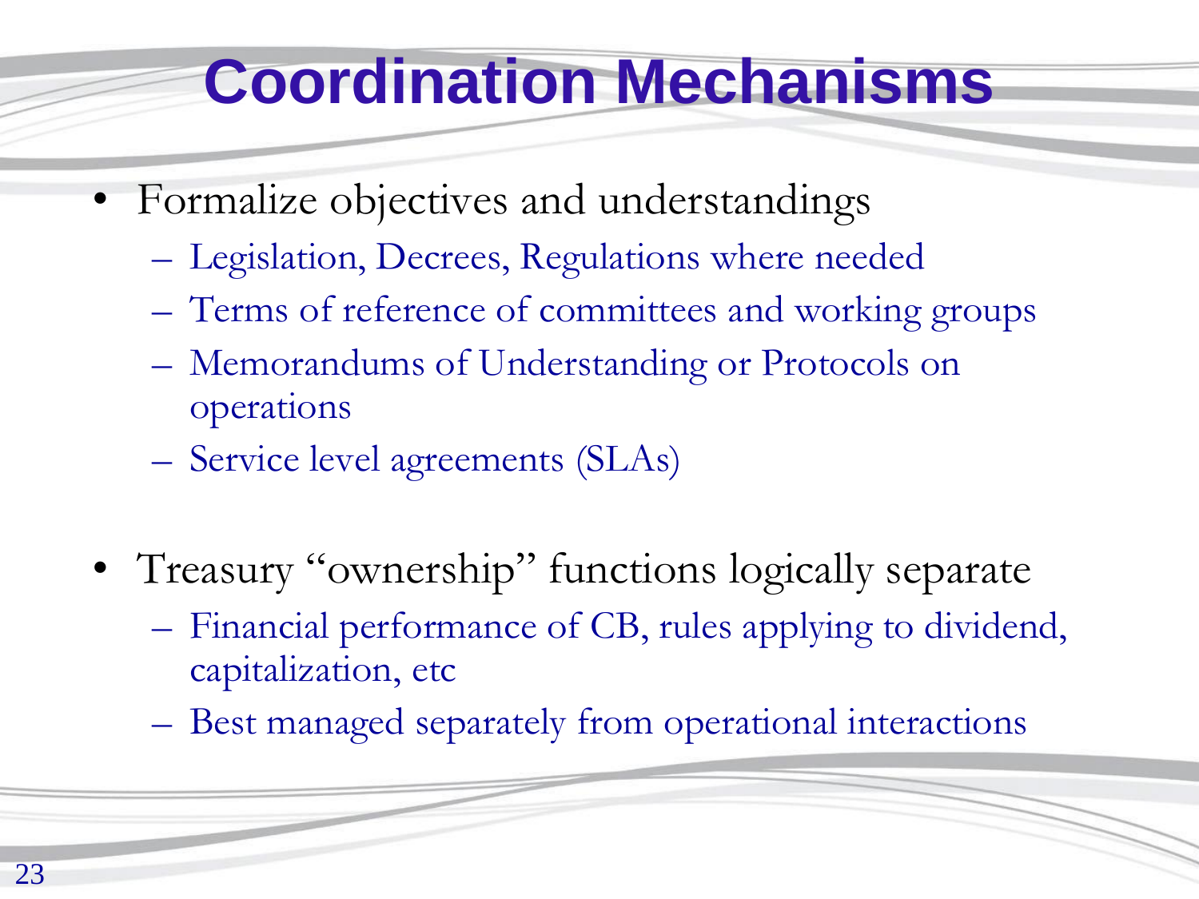# Coordination Mechanisms

- Formalize objectives and understandings
  - Legislation, Decrees, Regulations where needed
  - Terms of reference of committees and working groups
  - Memorandums of Understanding or Protocols on operations
  - Service level agreements (SLAs)

- Treasury "ownership" functions logically separate
  - Financial performance of CB, rules applying to dividend, capitalization, etc
  - Best managed separately from operational interactions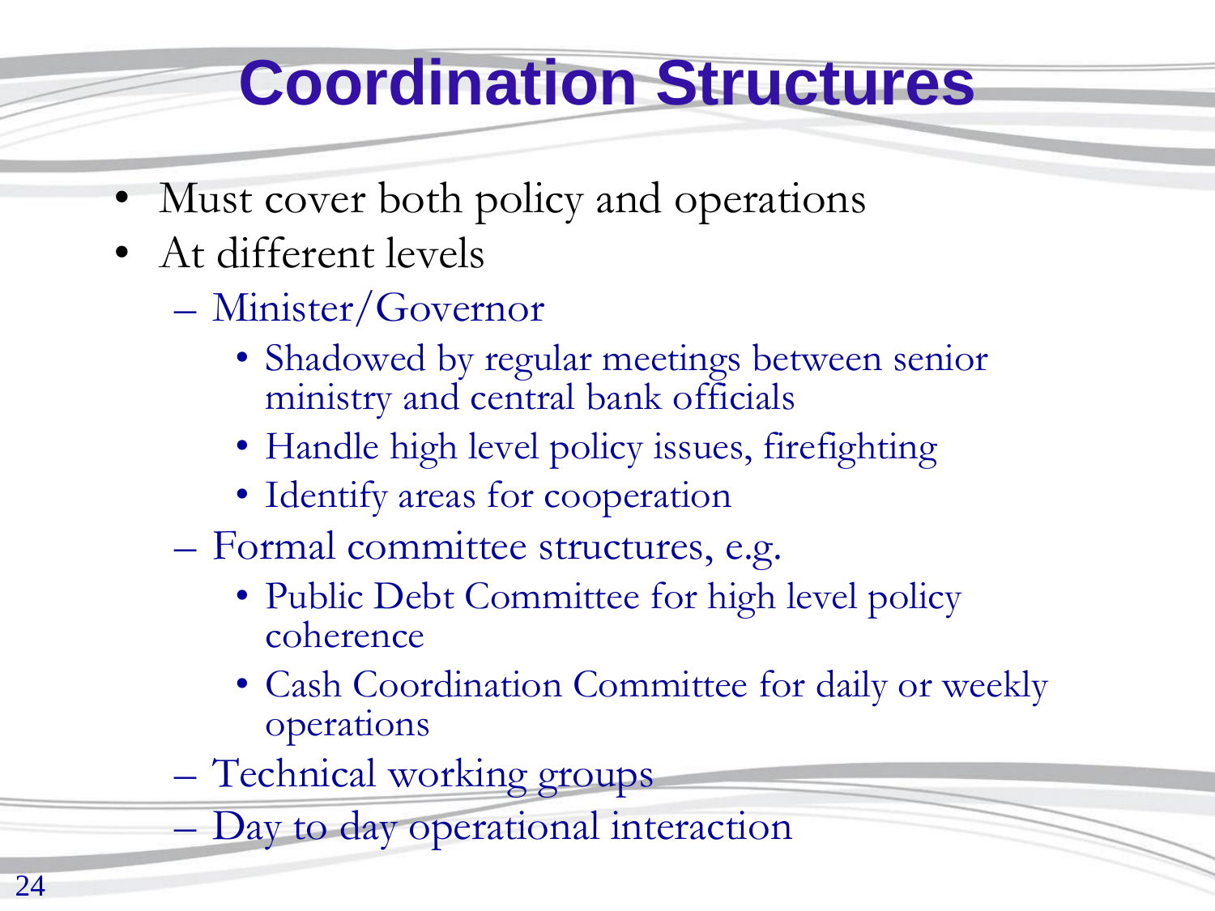# Coordination Structures

- Must cover both policy and operations
- At different levels
  - Minister/Governor
    - Shadowed by regular meetings between senior ministry and central bank officials
    - Handle high level policy issues, firefighting
    - Identify areas for cooperation
  - Formal committee structures, e.g.
    - Public Debt Committee for high level policy coherence
    - Cash Coordination Committee for daily or weekly operations
  - Technical working groups
  - Day to day operational interaction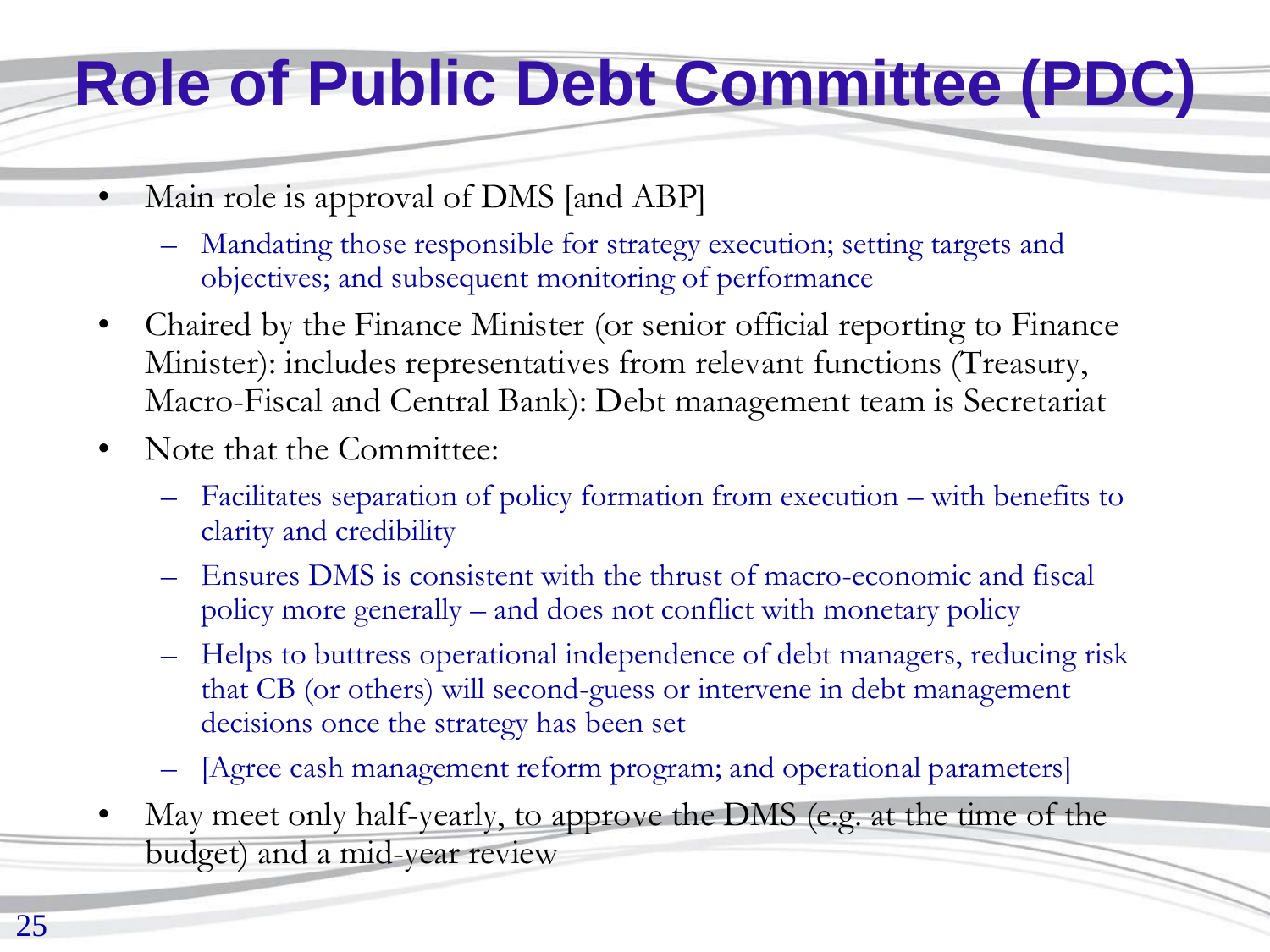# Role of Public Debt Committee (PDC)

- Main role is approval of DMS [and ABP]
  - Mandating those responsible for strategy execution; setting targets and objectives; and subsequent monitoring of performance
- Chaired by the Finance Minister (or senior official reporting to Finance Minister): includes representatives from relevant functions (Treasury, Macro-Fiscal and Central Bank): Debt management team is Secretariat
- Note that the Committee:
  - Facilitates separation of policy formation from execution – with benefits to clarity and credibility
  - Ensures DMS is consistent with the thrust of macro-economic and fiscal policy more generally – and does not conflict with monetary policy
  - Helps to buttress operational independence of debt managers, reducing risk that CB (or others) will second-guess or intervene in debt management decisions once the strategy has been set
  - [Agree cash management reform program; and operational parameters]
- May meet only half-yearly, to approve the DMS (e.g. at the time of the budget) and a mid-year review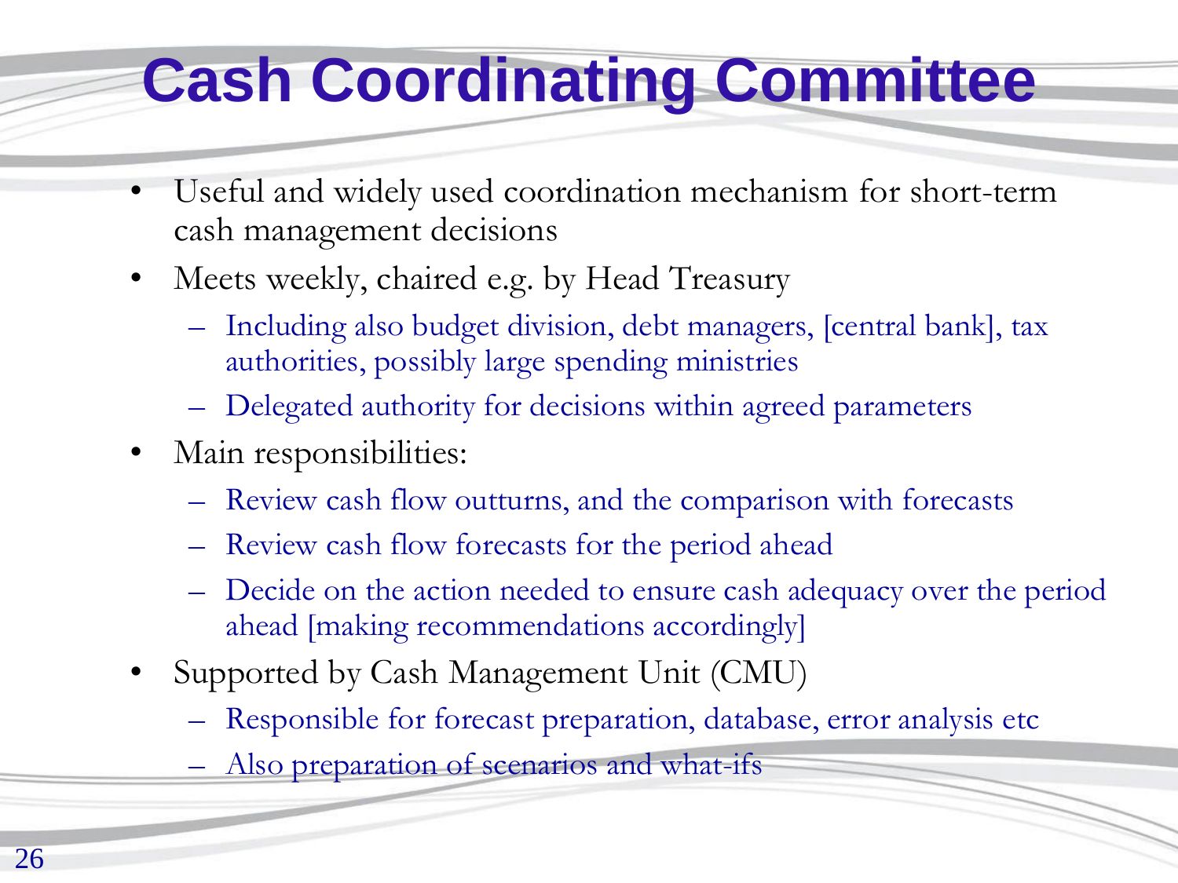# Cash Coordinating Committee

- Useful and widely used coordination mechanism for short-term cash management decisions
- Meets weekly, chaired e.g. by Head Treasury
  - Including also budget division, debt managers, [central bank], tax authorities, possibly large spending ministries
  - Delegated authority for decisions within agreed parameters
- Main responsibilities:
  - Review cash flow outturns, and the comparison with forecasts
  - Review cash flow forecasts for the period ahead
  - Decide on the action needed to ensure cash adequacy over the period ahead [making recommendations accordingly]
- Supported by Cash Management Unit (CMU)
  - Responsible for forecast preparation, database, error analysis etc
  - Also preparation of scenarios and what-ifs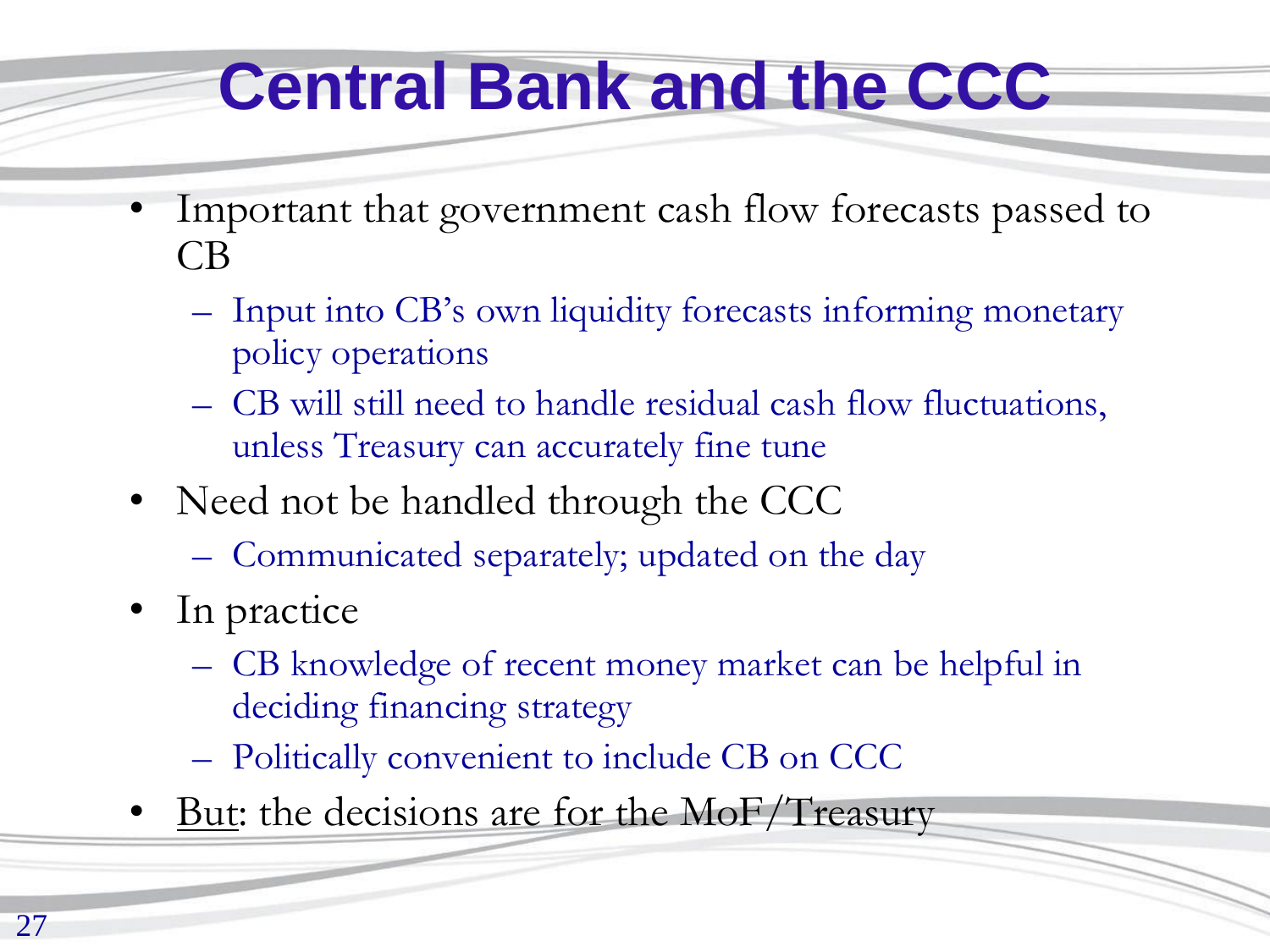# Central Bank and the CCC

- Important that government cash flow forecasts passed to CB
  - Input into CB's own liquidity forecasts informing monetary policy operations
  - CB will still need to handle residual cash flow fluctuations, unless Treasury can accurately fine tune
- Need not be handled through the CCC
  - Communicated separately; updated on the day
- In practice
  - CB knowledge of recent money market can be helpful in deciding financing strategy
  - Politically convenient to include CB on CCC
- <u>But</u>: the decisions are for the MoF/Treasury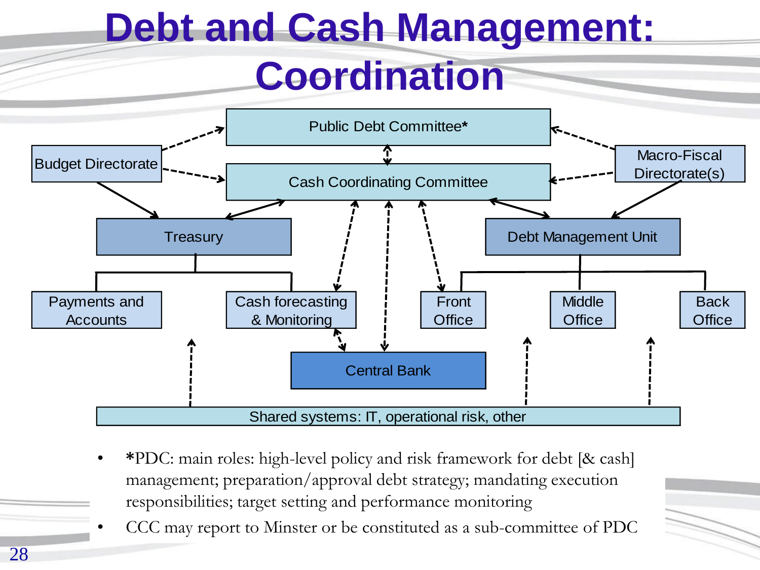# Debt and Cash Management: Coordination

Public Debt Committee*

Budget Directorate

Macro-Fiscal Directorate(s)

Cash Coordinating Committee

Treasury

Debt Management Unit

Payments and Accounts

Cash forecasting & Monitoring

Front Office

Middle Office

Back Office

Central Bank

Shared systems: IT, operational risk, other

- *PDC: main roles: high-level policy and risk framework for debt [& cash] management; preparation/approval debt strategy; mandating execution responsibilities; target setting and performance monitoring
- CCC may report to Minster or be constituted as a sub-committee of PDC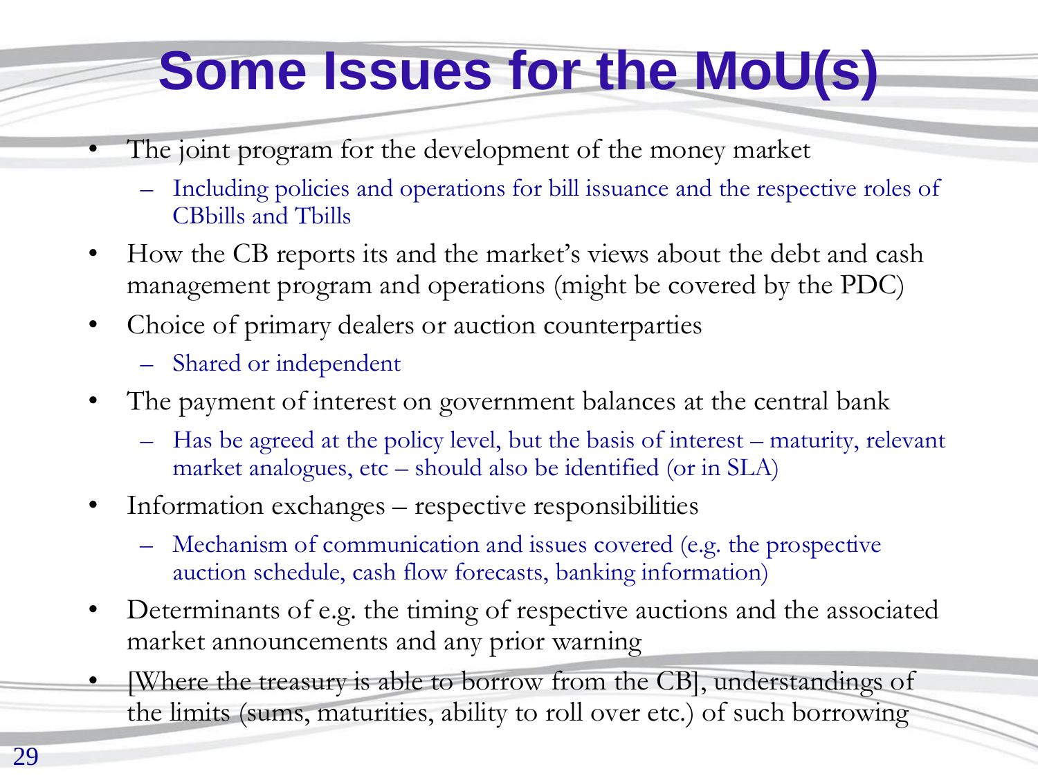# Some Issues for the MoU(s)

- The joint program for the development of the money market
  - Including policies and operations for bill issuance and the respective roles of CBbills and Tbills
- How the CB reports its and the market's views about the debt and cash management program and operations (might be covered by the PDC)
- Choice of primary dealers or auction counterparties
  - Shared or independent
- The payment of interest on government balances at the central bank
  - Has be agreed at the policy level, but the basis of interest – maturity, relevant market analogues, etc – should also be identified (or in SLA)
- Information exchanges – respective responsibilities
  - Mechanism of communication and issues covered (e.g. the prospective auction schedule, cash flow forecasts, banking information)
- Determinants of e.g. the timing of respective auctions and the associated market announcements and any prior warning
- [Where the treasury is able to borrow from the CB], understandings of the limits (sums, maturities, ability to roll over etc.) of such borrowing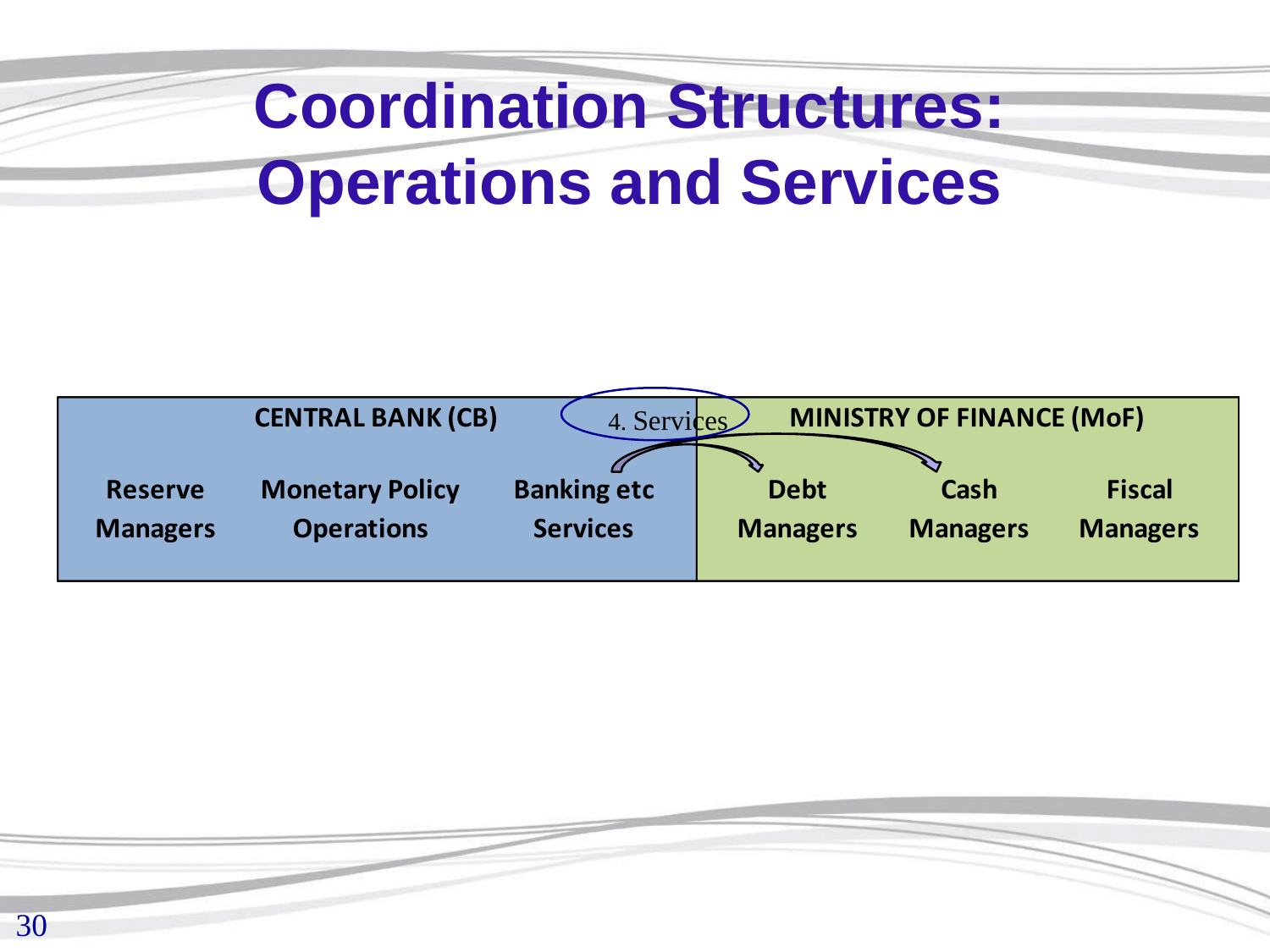# Coordination Structures: Operations and Services

| CENTRAL BANK (CB) | | | MINISTRY OF FINANCE (MoF) | | |
|---|---|---|---|---|---|
| Reserve Managers | Monetary Policy Operations | Banking etc Services | Debt Managers | Cash Managers | Fiscal Managers |

4. Services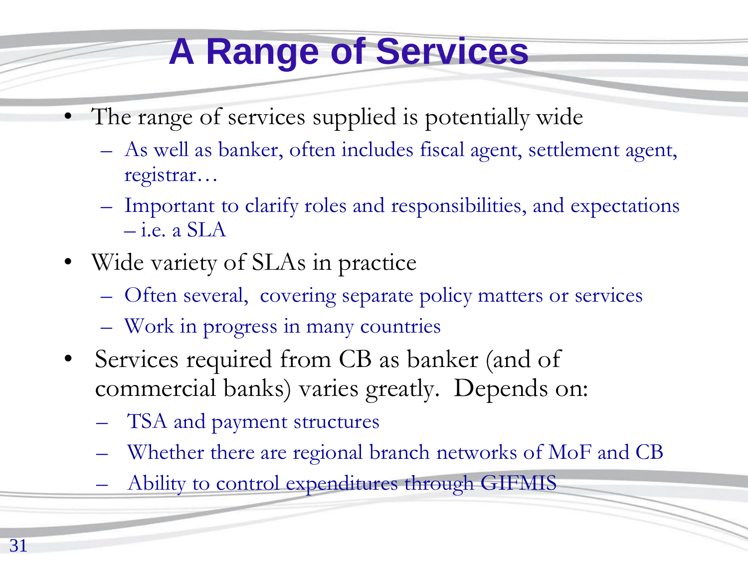# A Range of Services

- The range of services supplied is potentially wide
  - As well as banker, often includes fiscal agent, settlement agent, registrar…
  - Important to clarify roles and responsibilities, and expectations – i.e. a SLA
- Wide variety of SLAs in practice
  - Often several, covering separate policy matters or services
  - Work in progress in many countries
- Services required from CB as banker (and of commercial banks) varies greatly. Depends on:
  - TSA and payment structures
  - Whether there are regional branch networks of MoF and CB
  - Ability to control expenditures through GIFMIS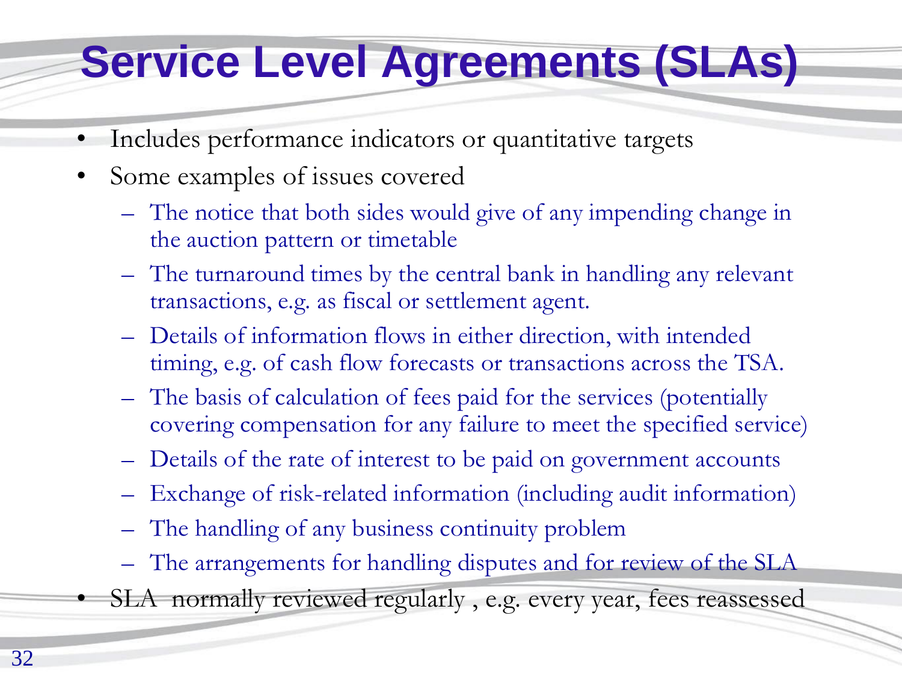# Service Level Agreements (SLAs)

- Includes performance indicators or quantitative targets
- Some examples of issues covered
  - The notice that both sides would give of any impending change in the auction pattern or timetable
  - The turnaround times by the central bank in handling any relevant transactions, e.g. as fiscal or settlement agent.
  - Details of information flows in either direction, with intended timing, e.g. of cash flow forecasts or transactions across the TSA.
  - The basis of calculation of fees paid for the services (potentially covering compensation for any failure to meet the specified service)
  - Details of the rate of interest to be paid on government accounts
  - Exchange of risk-related information (including audit information)
  - The handling of any business continuity problem
  - The arrangements for handling disputes and for review of the SLA
- SLA normally reviewed regularly , e.g. every year, fees reassessed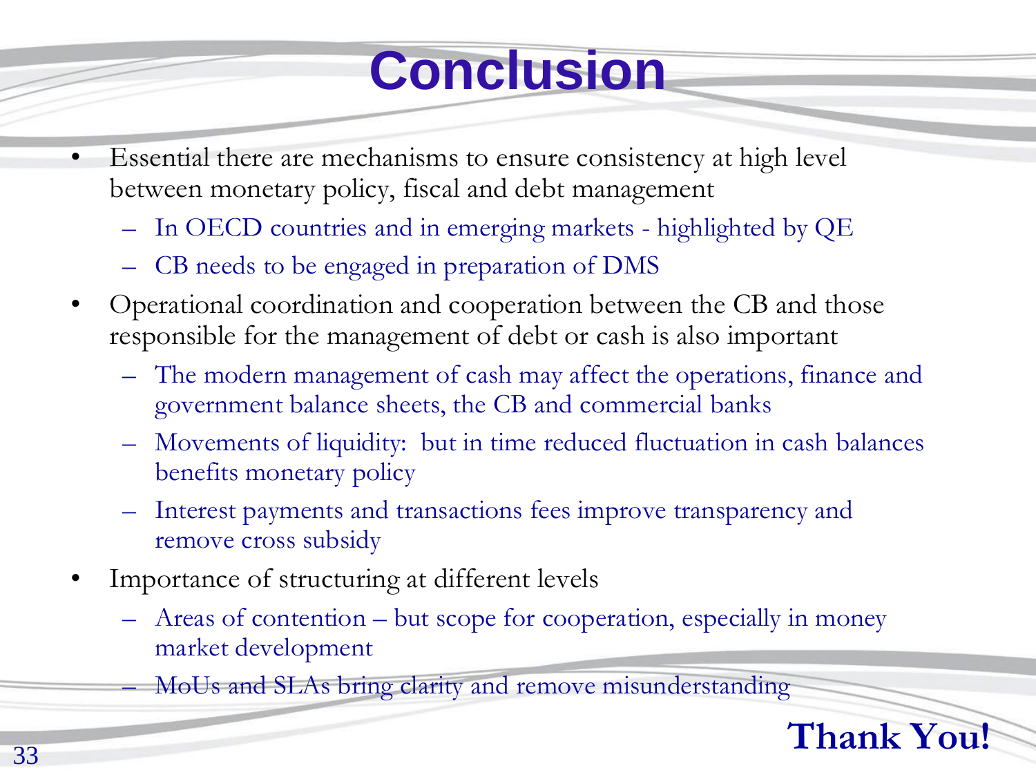# Conclusion

- Essential there are mechanisms to ensure consistency at high level between monetary policy, fiscal and debt management
  - In OECD countries and in emerging markets - highlighted by QE
  - CB needs to be engaged in preparation of DMS
- Operational coordination and cooperation between the CB and those responsible for the management of debt or cash is also important
  - The modern management of cash may affect the operations, finance and government balance sheets, the CB and commercial banks
  - Movements of liquidity: but in time reduced fluctuation in cash balances benefits monetary policy
  - Interest payments and transactions fees improve transparency and remove cross subsidy
- Importance of structuring at different levels
  - Areas of contention – but scope for cooperation, especially in money market development
  - MoUs and SLAs bring clarity and remove misunderstanding

**Thank You!**